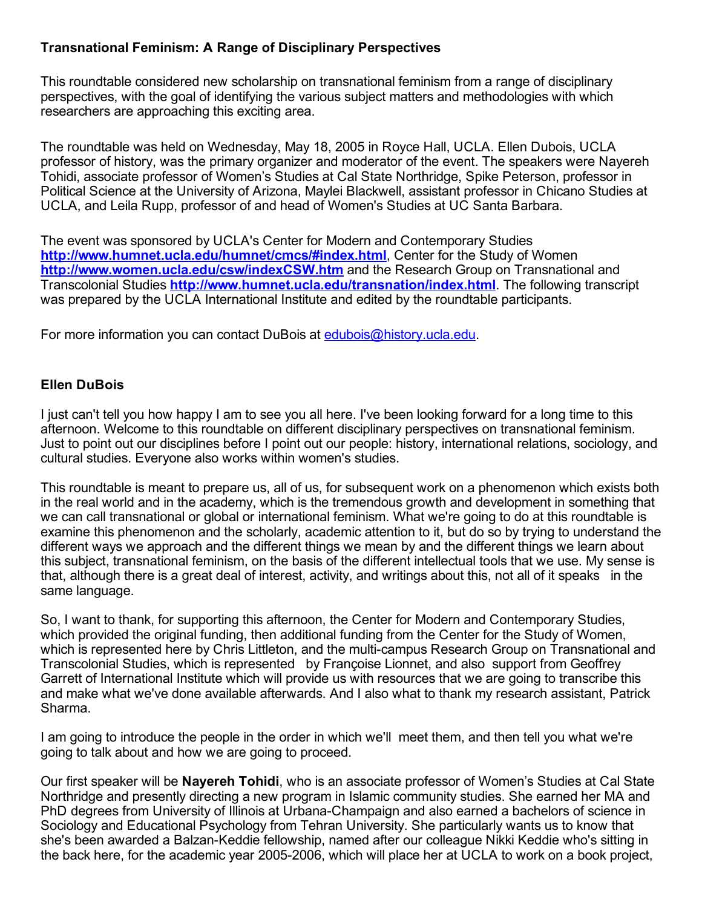**Transnational Feminism: A Range of Disciplinary Perspectives**

This roundtable considered new scholarship on transnational feminism from a range of disciplinary perspectives, with the goal of identifying the various subject matters and methodologies with which researchers are approaching this exciting area.

The roundtable was held on Wednesday, May 18, 2005 in Royce Hall, UCLA. Ellen Dubois, UCLA professor of history, was the primary organizer and moderator of the event. The speakers were Nayereh Tohidi, associate professor of Women's Studies at Cal State Northridge, Spike Peterson, professor in Political Science at the University of Arizona, Maylei Blackwell, assistant professor in Chicano Studies at UCLA, and Leila Rupp, professor of and head of Women's Studies at UC Santa Barbara.

The event was sponsored by UCLA's Center for Modern and Contemporary Studies **http://www.humnet.ucla.edu/humnet/cmcs/#index.html**, Center for the Study of Women **http://www.women.ucla.edu/csw/indexCSW.htm** and the Research Group on Transnational and Transcolonial Studies **http://www.humnet.ucla.edu/transnation/index.html**. The following transcript was prepared by the UCLA International Institute and edited by the roundtable participants.

For more information you can contact DuBois at edubois@history.ucla.edu.

**Ellen DuBois**

I just can't tell you how happy I am to see you all here. I've been looking forward for a long time to this afternoon. Welcome to this roundtable on different disciplinary perspectives on transnational feminism. Just to point out our disciplines before I point out our people: history, international relations, sociology, and cultural studies. Everyone also works within women's studies.

This roundtable is meant to prepare us, all of us, for subsequent work on a phenomenon which exists both in the real world and in the academy, which is the tremendous growth and development in something that we can call transnational or global or international feminism. What we're going to do at this roundtable is examine this phenomenon and the scholarly, academic attention to it, but do so by trying to understand the different ways we approach and the different things we mean by and the different things we learn about this subject, transnational feminism, on the basis of the different intellectual tools that we use. My sense is that, although there is a great deal of interest, activity, and writings about this, not all of it speaks in the same language.

So, I want to thank, for supporting this afternoon, the Center for Modern and Contemporary Studies, which provided the original funding, then additional funding from the Center for the Study of Women, which is represented here by Chris Littleton, and the multi-campus Research Group on Transnational and Transcolonial Studies, which is represented by Françoise Lionnet, and also support from Geoffrey Garrett of International Institute which will provide us with resources that we are going to transcribe this and make what we've done available afterwards. And I also what to thank my research assistant, Patrick Sharma.

I am going to introduce the people in the order in which we'll meet them, and then tell you what we're going to talk about and how we are going to proceed.

Our first speaker will be **Nayereh Tohidi**, who is an associate professor of Women's Studies at Cal State Northridge and presently directing a new program in Islamic community studies. She earned her MA and PhD degrees from University of Illinois at Urbana-Champaign and also earned a bachelors of science in Sociology and Educational Psychology from Tehran University. She particularly wants us to know that she's been awarded a Balzan-Keddie fellowship, named after our colleague Nikki Keddie who's sitting in the back here, for the academic year 2005-2006, which will place her at UCLA to work on a book project,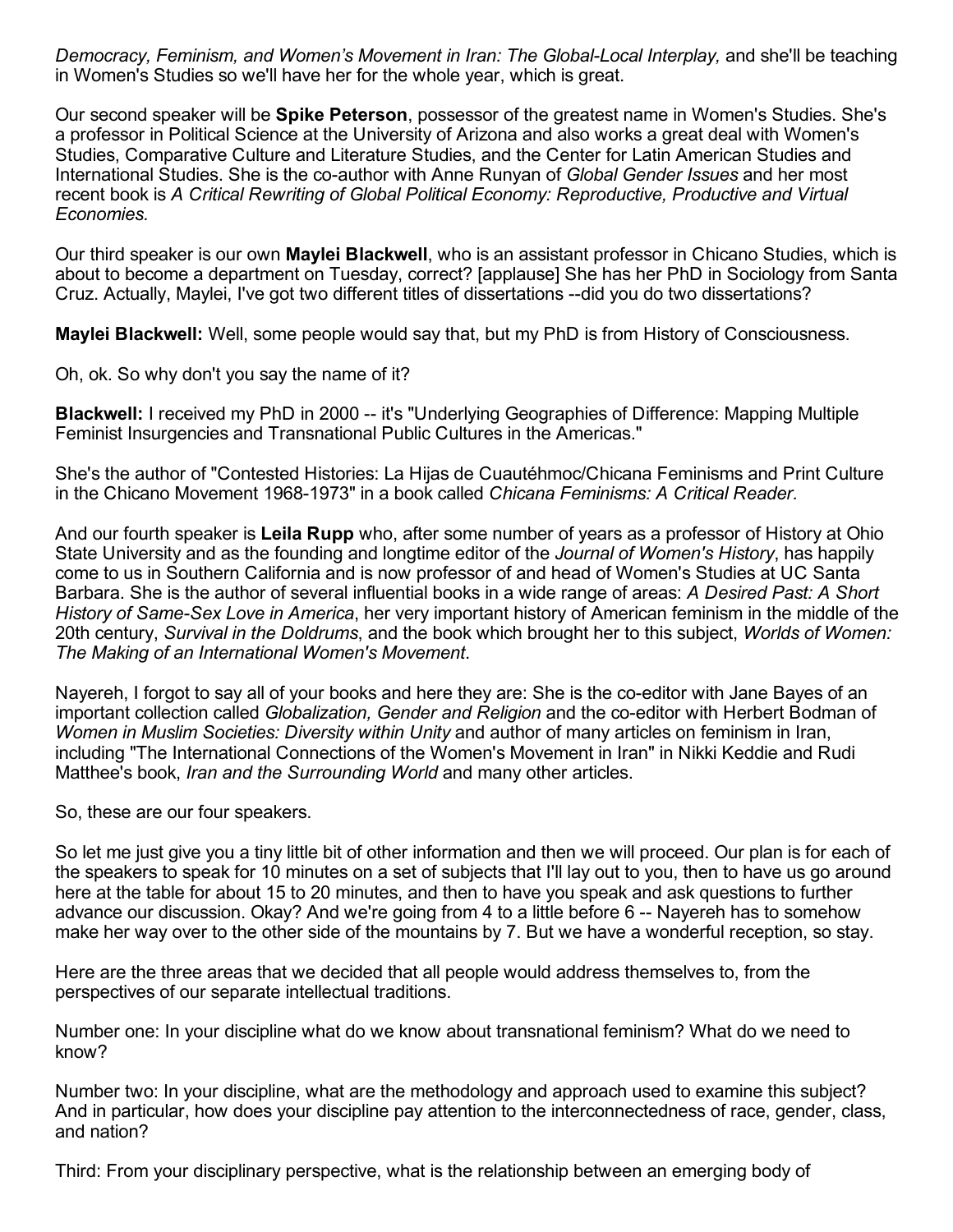*Democracy, Feminism, and Women's Movement in Iran: The Global-Local Interplay,* and she'll be teaching in Women's Studies so we'll have her for the whole year, which is great.

Our second speaker will be **Spike Peterson**, possessor of the greatest name in Women's Studies. She's a professor in Political Science at the University of Arizona and also works a great deal with Women's Studies, Comparative Culture and Literature Studies, and the Center for Latin American Studies and International Studies. She is the co-author with Anne Runyan of *Global Gender Issues* and her most recent book is *A Critical Rewriting of Global Political Economy: Reproductive, Productive and Virtual Economies.*

Our third speaker is our own **Maylei Blackwell**, who is an assistant professor in Chicano Studies, which is about to become a department on Tuesday, correct? [applause] She has her PhD in Sociology from Santa Cruz. Actually, Maylei, I've got two different titles of dissertations --did you do two dissertations?

**Maylei Blackwell:** Well, some people would say that, but my PhD is from History of Consciousness.

Oh, ok. So why don't you say the name of it?

**Blackwell:** I received my PhD in 2000 -- it's "Underlying Geographies of Difference: Mapping Multiple Feminist Insurgencies and Transnational Public Cultures in the Americas."

She's the author of "Contested Histories: La Hijas de Cuautéhmoc/Chicana Feminisms and Print Culture in the Chicano Movement 1968-1973" in a book called *Chicana Feminisms: A Critical Reader.*

And our fourth speaker is **Leila Rupp** who, after some number of years as a professor of History at Ohio State University and as the founding and longtime editor of the *Journal of Women's History*, has happily come to us in Southern California and is now professor of and head of Women's Studies at UC Santa Barbara. She is the author of several influential books in a wide range of areas: *A Desired Past: A Short History of Same-Sex Love in America*, her very important history of American feminism in the middle of the 20th century, *Survival in the Doldrums*, and the book which brought her to this subject, *Worlds of Women: The Making of an International Women's Movement*.

Nayereh, I forgot to say all of your books and here they are: She is the co-editor with Jane Bayes of an important collection called *Globalization, Gender and Religion* and the co-editor with Herbert Bodman of *Women in Muslim Societies: Diversity within Unity* and author of many articles on feminism in Iran, including "The International Connections of the Women's Movement in Iran" in Nikki Keddie and Rudi Matthee's book, *Iran and the Surrounding World* and many other articles.

So, these are our four speakers.

So let me just give you a tiny little bit of other information and then we will proceed. Our plan is for each of the speakers to speak for 10 minutes on a set of subjects that I'll lay out to you, then to have us go around here at the table for about 15 to 20 minutes, and then to have you speak and ask questions to further advance our discussion. Okay? And we're going from 4 to a little before 6 -- Nayereh has to somehow make her way over to the other side of the mountains by 7. But we have a wonderful reception, so stay.

Here are the three areas that we decided that all people would address themselves to, from the perspectives of our separate intellectual traditions.

Number one: In your discipline what do we know about transnational feminism? What do we need to know?

Number two: In your discipline, what are the methodology and approach used to examine this subject? And in particular, how does your discipline pay attention to the interconnectedness of race, gender, class, and nation?

Third: From your disciplinary perspective, what is the relationship between an emerging body of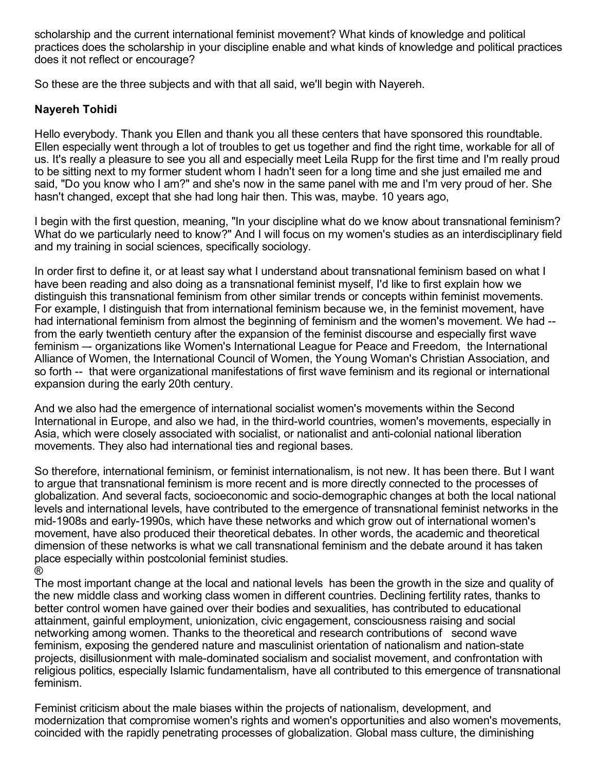scholarship and the current international feminist movement? What kinds of knowledge and political practices does the scholarship in your discipline enable and what kinds of knowledge and political practices does it not reflect or encourage?

So these are the three subjects and with that all said, we'll begin with Nayereh.

**Nayereh Tohidi**

Hello everybody. Thank you Ellen and thank you all these centers that have sponsored this roundtable. Ellen especially went through a lot of troubles to get us together and find the right time, workable for all of us. It's really a pleasure to see you all and especially meet Leila Rupp for the first time and I'm really proud to be sitting next to my former student whom I hadn't seen for a long time and she just emailed me and said, "Do you know who I am?" and she's now in the same panel with me and I'm very proud of her. She hasn't changed, except that she had long hair then. This was, maybe. 10 years ago,

I begin with the first question, meaning, "In your discipline what do we know about transnational feminism? What do we particularly need to know?" And I will focus on my women's studies as an interdisciplinary field and my training in social sciences, specifically sociology.

In order first to define it, or at least say what I understand about transnational feminism based on what I have been reading and also doing as a transnational feminist myself, I'd like to first explain how we distinguish this transnational feminism from other similar trends or concepts within feminist movements. For example, I distinguish that from international feminism because we, in the feminist movement, have had international feminism from almost the beginning of feminism and the women's movement. We had -- from the early twentieth century after the expansion of the feminist discourse and especially first wave feminism –- organizations like Women's International League for Peace and Freedom, the International Alliance of Women, the International Council of Women, the Young Woman's Christian Association, and so forth -- that were organizational manifestations of first wave feminism and its regional or international expansion during the early 20th century.

And we also had the emergence of international socialist women's movements within the Second International in Europe, and also we had, in the third-world countries, women's movements, especially in Asia, which were closely associated with socialist, or nationalist and anti-colonial national liberation movements. They also had international ties and regional bases.

So therefore, international feminism, or feminist internationalism, is not new. It has been there. But I want to argue that transnational feminism is more recent and is more directly connected to the processes of globalization. And several facts, socioeconomic and socio-demographic changes at both the local national levels and international levels, have contributed to the emergence of transnational feminist networks in the mid-1908s and early-1990s, which have these networks and which grow out of international women's movement, have also produced their theoretical debates. In other words, the academic and theoretical dimension of these networks is what we call transnational feminism and the debate around it has taken place especially within postcolonial feminist studies.
®
The most important change at the local and national levels has been the growth in the size and quality of the new middle class and working class women in different countries. Declining fertility rates, thanks to better control women have gained over their bodies and sexualities, has contributed to educational attainment, gainful employment, unionization, civic engagement, consciousness raising and social networking among women. Thanks to the theoretical and research contributions of second wave feminism, exposing the gendered nature and masculinist orientation of nationalism and nation-state projects, disillusionment with male-dominated socialism and socialist movement, and confrontation with religious politics, especially Islamic fundamentalism, have all contributed to this emergence of transnational feminism.

Feminist criticism about the male biases within the projects of nationalism, development, and modernization that compromise women's rights and women's opportunities and also women's movements, coincided with the rapidly penetrating processes of globalization. Global mass culture, the diminishing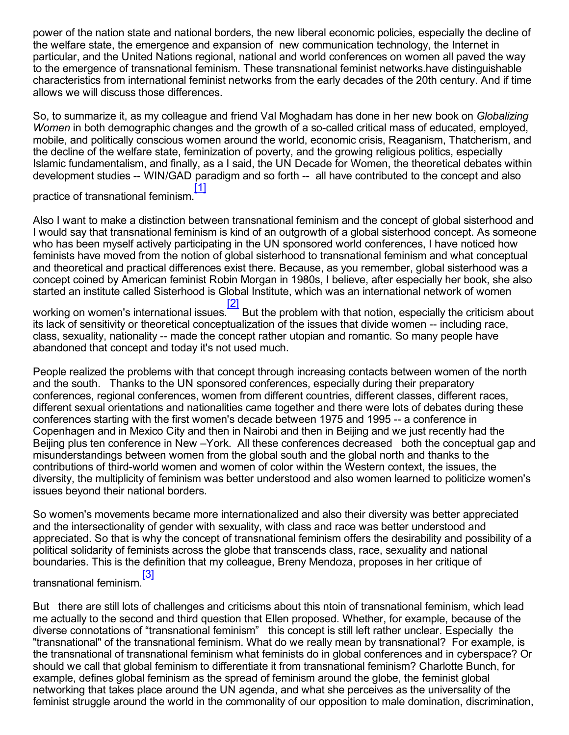power of the nation state and national borders, the new liberal economic policies, especially the decline of the welfare state, the emergence and expansion of new communication technology, the Internet in particular, and the United Nations regional, national and world conferences on women all paved the way to the emergence of transnational feminism. These transnational feminist networks.have distinguishable characteristics from international feminist networks from the early decades of the 20th century. And if time allows we will discuss those differences.

So, to summarize it, as my colleague and friend Val Moghadam has done in her new book on *Globalizing Women* in both demographic changes and the growth of a so-called critical mass of educated, employed, mobile, and politically conscious women around the world, economic crisis, Reaganism, Thatcherism, and the decline of the welfare state, feminization of poverty, and the growing religious politics, especially Islamic fundamentalism, and finally, as a I said, the UN Decade for Women, the theoretical debates within development studies -- WIN/GAD paradigm and so forth -- all have contributed to the concept and also practice of transnational feminism.[1]

Also I want to make a distinction between transnational feminism and the concept of global sisterhood and I would say that transnational feminism is kind of an outgrowth of a global sisterhood concept. As someone who has been myself actively participating in the UN sponsored world conferences, I have noticed how feminists have moved from the notion of global sisterhood to transnational feminism and what conceptual and theoretical and practical differences exist there. Because, as you remember, global sisterhood was a concept coined by American feminist Robin Morgan in 1980s, I believe, after especially her book, she also started an institute called Sisterhood is Global Institute, which was an international network of women working on women's international issues.[2] But the problem with that notion, especially the criticism about its lack of sensitivity or theoretical conceptualization of the issues that divide women -- including race, class, sexuality, nationality -- made the concept rather utopian and romantic. So many people have abandoned that concept and today it's not used much.

People realized the problems with that concept through increasing contacts between women of the north and the south. Thanks to the UN sponsored conferences, especially during their preparatory conferences, regional conferences, women from different countries, different classes, different races, different sexual orientations and nationalities came together and there were lots of debates during these conferences starting with the first women's decade between 1975 and 1995 -- a conference in Copenhagen and in Mexico City and then in Nairobi and then in Beijing and we just recently had the Beijing plus ten conference in New –York. All these conferences decreased both the conceptual gap and misunderstandings between women from the global south and the global north and thanks to the contributions of third-world women and women of color within the Western context, the issues, the diversity, the multiplicity of feminism was better understood and also women learned to politicize women's issues beyond their national borders.

So women's movements became more internationalized and also their diversity was better appreciated and the intersectionality of gender with sexuality, with class and race was better understood and appreciated. So that is why the concept of transnational feminism offers the desirability and possibility of a political solidarity of feminists across the globe that transcends class, race, sexuality and national boundaries. This is the definition that my colleague, Breny Mendoza, proposes in her critique of transnational feminism.[3]

But there are still lots of challenges and criticisms about this ntoin of transnational feminism, which lead me actually to the second and third question that Ellen proposed. Whether, for example, because of the diverse connotations of "transnational feminism" this concept is still left rather unclear. Especially the "transnational" of the transnational feminism. What do we really mean by transnational? For example, is the transnational of transnational feminism what feminists do in global conferences and in cyberspace? Or should we call that global feminism to differentiate it from transnational feminism? Charlotte Bunch, for example, defines global feminism as the spread of feminism around the globe, the feminist global networking that takes place around the UN agenda, and what she perceives as the universality of the feminist struggle around the world in the commonality of our opposition to male domination, discrimination,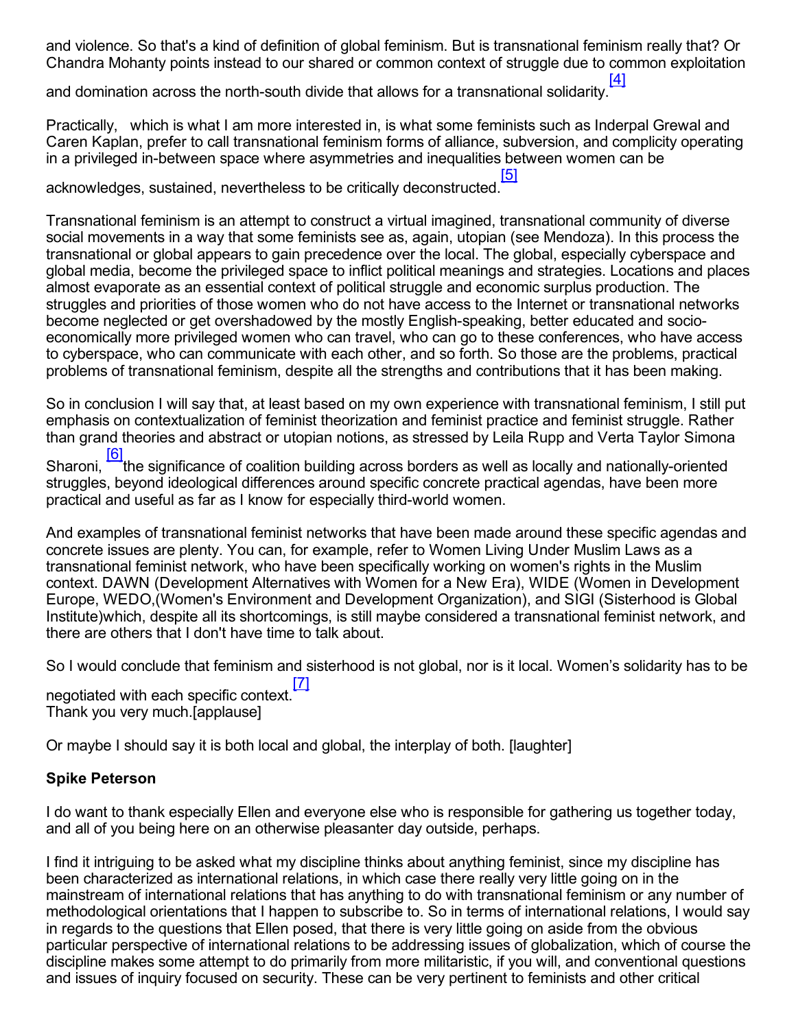and violence. So that's a kind of definition of global feminism. But is transnational feminism really that? Or Chandra Mohanty points instead to our shared or common context of struggle due to common exploitation and domination across the north-south divide that allows for a transnational solidarity.[4]

Practically, which is what I am more interested in, is what some feminists such as Inderpal Grewal and Caren Kaplan, prefer to call transnational feminism forms of alliance, subversion, and complicity operating in a privileged in-between space where asymmetries and inequalities between women can be acknowledges, sustained, nevertheless to be critically deconstructed.[5]

Transnational feminism is an attempt to construct a virtual imagined, transnational community of diverse social movements in a way that some feminists see as, again, utopian (see Mendoza). In this process the transnational or global appears to gain precedence over the local. The global, especially cyberspace and global media, become the privileged space to inflict political meanings and strategies. Locations and places almost evaporate as an essential context of political struggle and economic surplus production. The struggles and priorities of those women who do not have access to the Internet or transnational networks become neglected or get overshadowed by the mostly English-speaking, better educated and socio-economically more privileged women who can travel, who can go to these conferences, who have access to cyberspace, who can communicate with each other, and so forth. So those are the problems, practical problems of transnational feminism, despite all the strengths and contributions that it has been making.

So in conclusion I will say that, at least based on my own experience with transnational feminism, I still put emphasis on contextualization of feminist theorization and feminist practice and feminist struggle. Rather than grand theories and abstract or utopian notions, as stressed by Leila Rupp and Verta Taylor Simona Sharoni, [6] the significance of coalition building across borders as well as locally and nationally-oriented struggles, beyond ideological differences around specific concrete practical agendas, have been more practical and useful as far as I know for especially third-world women.

And examples of transnational feminist networks that have been made around these specific agendas and concrete issues are plenty. You can, for example, refer to Women Living Under Muslim Laws as a transnational feminist network, who have been specifically working on women's rights in the Muslim context. DAWN (Development Alternatives with Women for a New Era), WIDE (Women in Development Europe, WEDO,(Women's Environment and Development Organization), and SIGI (Sisterhood is Global Institute)which, despite all its shortcomings, is still maybe considered a transnational feminist network, and there are others that I don't have time to talk about.

So I would conclude that feminism and sisterhood is not global, nor is it local. Women's solidarity has to be negotiated with each specific context.[7]
Thank you very much.[applause]

Or maybe I should say it is both local and global, the interplay of both. [laughter]

**Spike Peterson**

I do want to thank especially Ellen and everyone else who is responsible for gathering us together today, and all of you being here on an otherwise pleasanter day outside, perhaps.

I find it intriguing to be asked what my discipline thinks about anything feminist, since my discipline has been characterized as international relations, in which case there really very little going on in the mainstream of international relations that has anything to do with transnational feminism or any number of methodological orientations that I happen to subscribe to. So in terms of international relations, I would say in regards to the questions that Ellen posed, that there is very little going on aside from the obvious particular perspective of international relations to be addressing issues of globalization, which of course the discipline makes some attempt to do primarily from more militaristic, if you will, and conventional questions and issues of inquiry focused on security. These can be very pertinent to feminists and other critical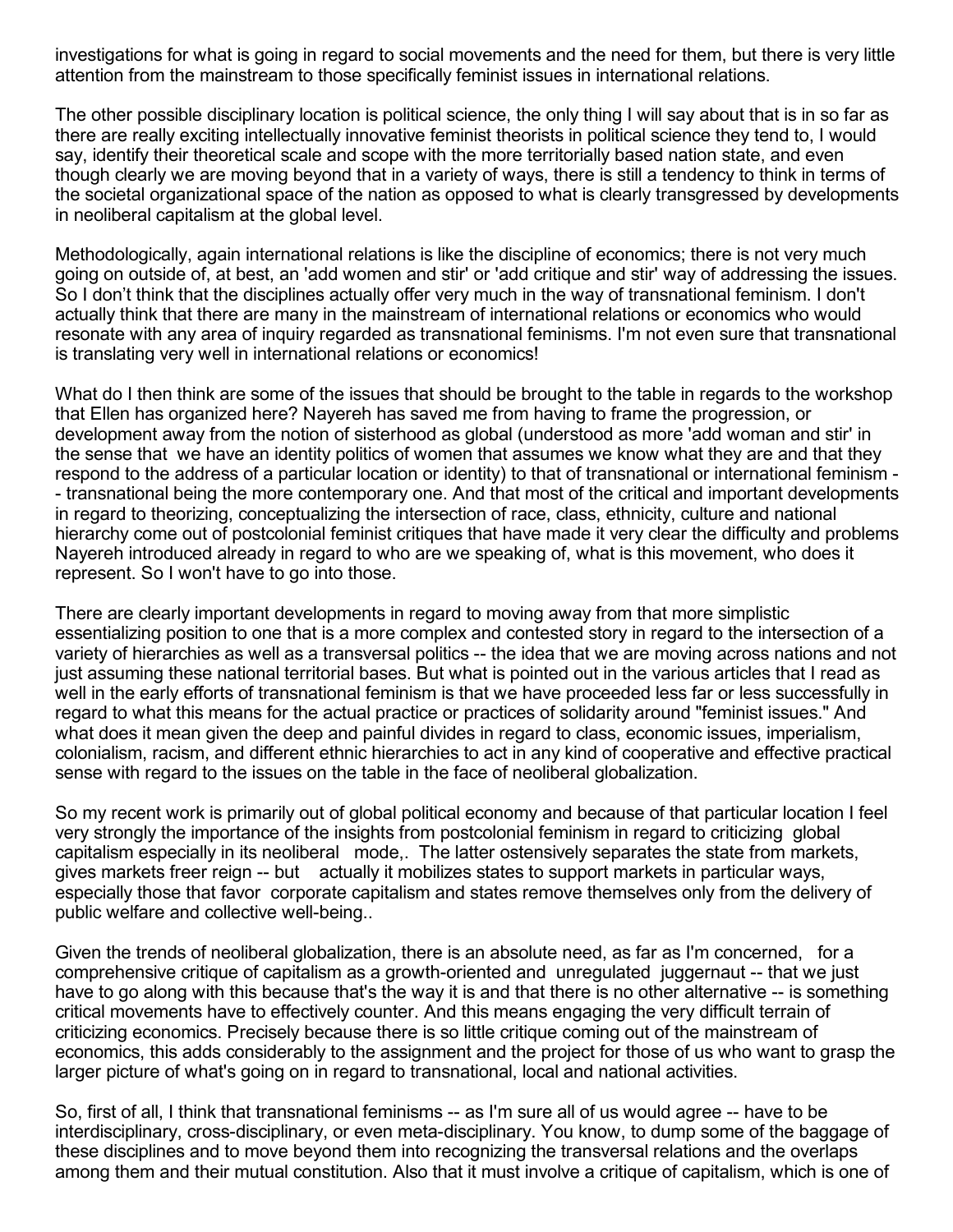investigations for what is going in regard to social movements and the need for them, but there is very little attention from the mainstream to those specifically feminist issues in international relations.

The other possible disciplinary location is political science, the only thing I will say about that is in so far as there are really exciting intellectually innovative feminist theorists in political science they tend to, I would say, identify their theoretical scale and scope with the more territorially based nation state, and even though clearly we are moving beyond that in a variety of ways, there is still a tendency to think in terms of the societal organizational space of the nation as opposed to what is clearly transgressed by developments in neoliberal capitalism at the global level.

Methodologically, again international relations is like the discipline of economics; there is not very much going on outside of, at best, an 'add women and stir' or 'add critique and stir' way of addressing the issues. So I don't think that the disciplines actually offer very much in the way of transnational feminism. I don't actually think that there are many in the mainstream of international relations or economics who would resonate with any area of inquiry regarded as transnational feminisms. I'm not even sure that transnational is translating very well in international relations or economics!

What do I then think are some of the issues that should be brought to the table in regards to the workshop that Ellen has organized here? Nayereh has saved me from having to frame the progression, or development away from the notion of sisterhood as global (understood as more 'add woman and stir' in the sense that we have an identity politics of women that assumes we know what they are and that they respond to the address of a particular location or identity) to that of transnational or international feminism -- transnational being the more contemporary one. And that most of the critical and important developments in regard to theorizing, conceptualizing the intersection of race, class, ethnicity, culture and national hierarchy come out of postcolonial feminist critiques that have made it very clear the difficulty and problems Nayereh introduced already in regard to who are we speaking of, what is this movement, who does it represent. So I won't have to go into those.

There are clearly important developments in regard to moving away from that more simplistic essentializing position to one that is a more complex and contested story in regard to the intersection of a variety of hierarchies as well as a transversal politics -- the idea that we are moving across nations and not just assuming these national territorial bases. But what is pointed out in the various articles that I read as well in the early efforts of transnational feminism is that we have proceeded less far or less successfully in regard to what this means for the actual practice or practices of solidarity around "feminist issues." And what does it mean given the deep and painful divides in regard to class, economic issues, imperialism, colonialism, racism, and different ethnic hierarchies to act in any kind of cooperative and effective practical sense with regard to the issues on the table in the face of neoliberal globalization.

So my recent work is primarily out of global political economy and because of that particular location I feel very strongly the importance of the insights from postcolonial feminism in regard to criticizing global capitalism especially in its neoliberal mode,. The latter ostensively separates the state from markets, gives markets freer reign -- but actually it mobilizes states to support markets in particular ways, especially those that favor corporate capitalism and states remove themselves only from the delivery of public welfare and collective well-being..

Given the trends of neoliberal globalization, there is an absolute need, as far as I'm concerned, for a comprehensive critique of capitalism as a growth-oriented and unregulated juggernaut -- that we just have to go along with this because that's the way it is and that there is no other alternative -- is something critical movements have to effectively counter. And this means engaging the very difficult terrain of criticizing economics. Precisely because there is so little critique coming out of the mainstream of economics, this adds considerably to the assignment and the project for those of us who want to grasp the larger picture of what's going on in regard to transnational, local and national activities.

So, first of all, I think that transnational feminisms -- as I'm sure all of us would agree -- have to be interdisciplinary, cross-disciplinary, or even meta-disciplinary. You know, to dump some of the baggage of these disciplines and to move beyond them into recognizing the transversal relations and the overlaps among them and their mutual constitution. Also that it must involve a critique of capitalism, which is one of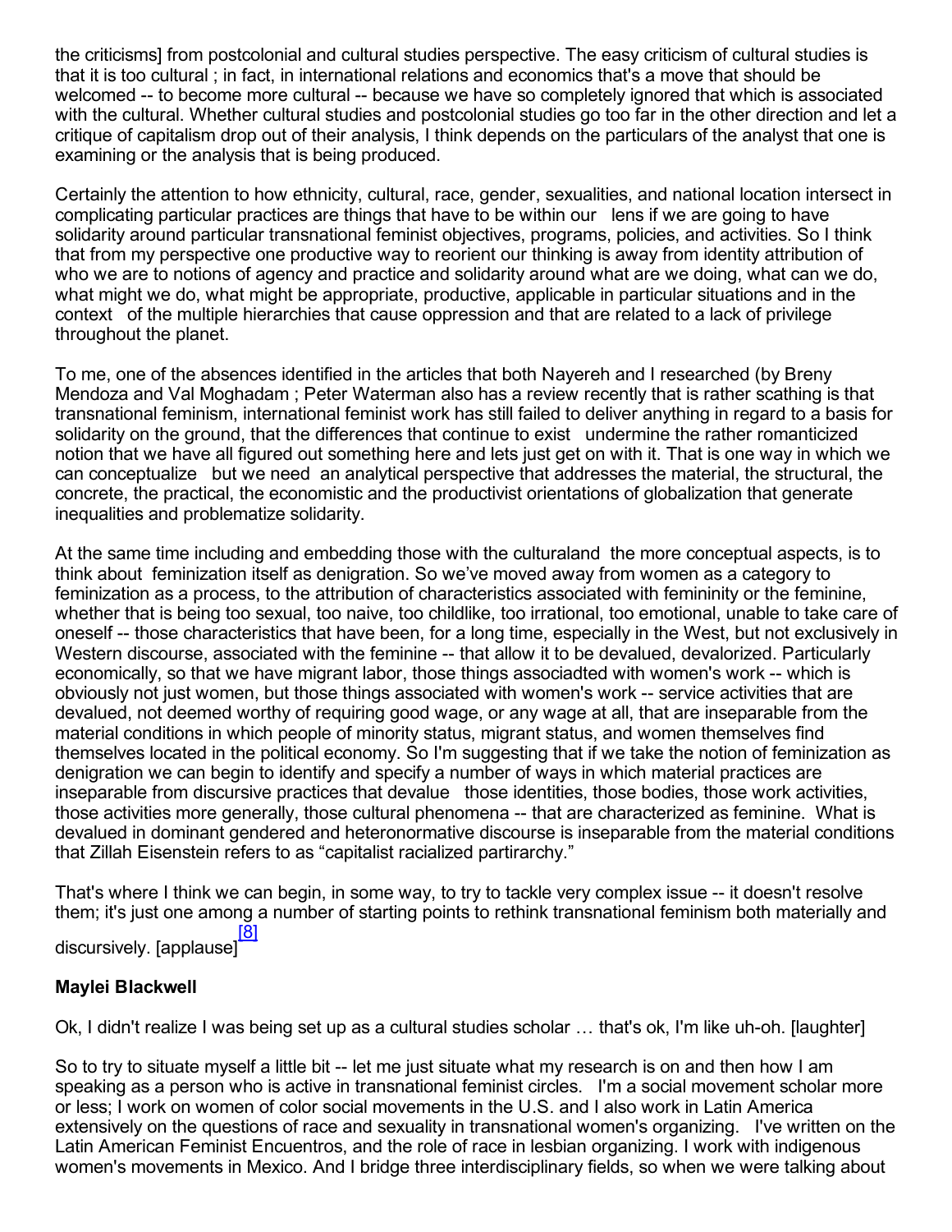the criticisms] from postcolonial and cultural studies perspective. The easy criticism of cultural studies is that it is too cultural ; in fact, in international relations and economics that's a move that should be welcomed -- to become more cultural -- because we have so completely ignored that which is associated with the cultural. Whether cultural studies and postcolonial studies go too far in the other direction and let a critique of capitalism drop out of their analysis, I think depends on the particulars of the analyst that one is examining or the analysis that is being produced.

Certainly the attention to how ethnicity, cultural, race, gender, sexualities, and national location intersect in complicating particular practices are things that have to be within our lens if we are going to have solidarity around particular transnational feminist objectives, programs, policies, and activities. So I think that from my perspective one productive way to reorient our thinking is away from identity attribution of who we are to notions of agency and practice and solidarity around what are we doing, what can we do, what might we do, what might be appropriate, productive, applicable in particular situations and in the context of the multiple hierarchies that cause oppression and that are related to a lack of privilege throughout the planet.

To me, one of the absences identified in the articles that both Nayereh and I researched (by Breny Mendoza and Val Moghadam ; Peter Waterman also has a review recently that is rather scathing is that transnational feminism, international feminist work has still failed to deliver anything in regard to a basis for solidarity on the ground, that the differences that continue to exist undermine the rather romanticized notion that we have all figured out something here and lets just get on with it. That is one way in which we can conceptualize but we need an analytical perspective that addresses the material, the structural, the concrete, the practical, the economistic and the productivist orientations of globalization that generate inequalities and problematize solidarity.

At the same time including and embedding those with the culturaland the more conceptual aspects, is to think about feminization itself as denigration. So we've moved away from women as a category to feminization as a process, to the attribution of characteristics associated with femininity or the feminine, whether that is being too sexual, too naive, too childlike, too irrational, too emotional, unable to take care of oneself -- those characteristics that have been, for a long time, especially in the West, but not exclusively in Western discourse, associated with the feminine -- that allow it to be devalued, devalorized. Particularly economically, so that we have migrant labor, those things associadted with women's work -- which is obviously not just women, but those things associated with women's work -- service activities that are devalued, not deemed worthy of requiring good wage, or any wage at all, that are inseparable from the material conditions in which people of minority status, migrant status, and women themselves find themselves located in the political economy. So I'm suggesting that if we take the notion of feminization as denigration we can begin to identify and specify a number of ways in which material practices are inseparable from discursive practices that devalue those identities, those bodies, those work activities, those activities more generally, those cultural phenomena -- that are characterized as feminine. What is devalued in dominant gendered and heteronormative discourse is inseparable from the material conditions that Zillah Eisenstein refers to as "capitalist racialized partirarchy."

That's where I think we can begin, in some way, to try to tackle very complex issue -- it doesn't resolve them; it's just one among a number of starting points to rethink transnational feminism both materially and discursively. [applause][8]

**Maylei Blackwell**

Ok, I didn't realize I was being set up as a cultural studies scholar … that's ok, I'm like uh-oh. [laughter]

So to try to situate myself a little bit -- let me just situate what my research is on and then how I am speaking as a person who is active in transnational feminist circles. I'm a social movement scholar more or less; I work on women of color social movements in the U.S. and I also work in Latin America extensively on the questions of race and sexuality in transnational women's organizing. I've written on the Latin American Feminist Encuentros, and the role of race in lesbian organizing. I work with indigenous women's movements in Mexico. And I bridge three interdisciplinary fields, so when we were talking about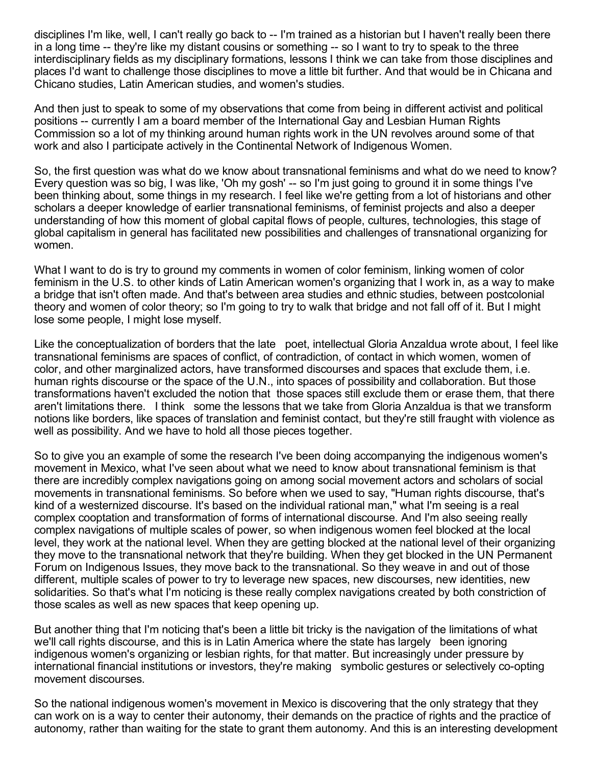disciplines I'm like, well, I can't really go back to -- I'm trained as a historian but I haven't really been there in a long time -- they're like my distant cousins or something -- so I want to try to speak to the three interdisciplinary fields as my disciplinary formations, lessons I think we can take from those disciplines and places I'd want to challenge those disciplines to move a little bit further. And that would be in Chicana and Chicano studies, Latin American studies, and women's studies.

And then just to speak to some of my observations that come from being in different activist and political positions -- currently I am a board member of the International Gay and Lesbian Human Rights Commission so a lot of my thinking around human rights work in the UN revolves around some of that work and also I participate actively in the Continental Network of Indigenous Women.

So, the first question was what do we know about transnational feminisms and what do we need to know? Every question was so big, I was like, 'Oh my gosh' -- so I'm just going to ground it in some things I've been thinking about, some things in my research. I feel like we're getting from a lot of historians and other scholars a deeper knowledge of earlier transnational feminisms, of feminist projects and also a deeper understanding of how this moment of global capital flows of people, cultures, technologies, this stage of global capitalism in general has facilitated new possibilities and challenges of transnational organizing for women.

What I want to do is try to ground my comments in women of color feminism, linking women of color feminism in the U.S. to other kinds of Latin American women's organizing that I work in, as a way to make a bridge that isn't often made. And that's between area studies and ethnic studies, between postcolonial theory and women of color theory; so I'm going to try to walk that bridge and not fall off of it. But I might lose some people, I might lose myself.

Like the conceptualization of borders that the late poet, intellectual Gloria Anzaldua wrote about, I feel like transnational feminisms are spaces of conflict, of contradiction, of contact in which women, women of color, and other marginalized actors, have transformed discourses and spaces that exclude them, i.e. human rights discourse or the space of the U.N., into spaces of possibility and collaboration. But those transformations haven't excluded the notion that those spaces still exclude them or erase them, that there aren't limitations there. I think some the lessons that we take from Gloria Anzaldua is that we transform notions like borders, like spaces of translation and feminist contact, but they're still fraught with violence as well as possibility. And we have to hold all those pieces together.

So to give you an example of some the research I've been doing accompanying the indigenous women's movement in Mexico, what I've seen about what we need to know about transnational feminism is that there are incredibly complex navigations going on among social movement actors and scholars of social movements in transnational feminisms. So before when we used to say, "Human rights discourse, that's kind of a westernized discourse. It's based on the individual rational man," what I'm seeing is a real complex cooptation and transformation of forms of international discourse. And I'm also seeing really complex navigations of multiple scales of power, so when indigenous women feel blocked at the local level, they work at the national level. When they are getting blocked at the national level of their organizing they move to the transnational network that they're building. When they get blocked in the UN Permanent Forum on Indigenous Issues, they move back to the transnational. So they weave in and out of those different, multiple scales of power to try to leverage new spaces, new discourses, new identities, new solidarities. So that's what I'm noticing is these really complex navigations created by both constriction of those scales as well as new spaces that keep opening up.

But another thing that I'm noticing that's been a little bit tricky is the navigation of the limitations of what we'll call rights discourse, and this is in Latin America where the state has largely been ignoring indigenous women's organizing or lesbian rights, for that matter. But increasingly under pressure by international financial institutions or investors, they're making symbolic gestures or selectively co-opting movement discourses.

So the national indigenous women's movement in Mexico is discovering that the only strategy that they can work on is a way to center their autonomy, their demands on the practice of rights and the practice of autonomy, rather than waiting for the state to grant them autonomy. And this is an interesting development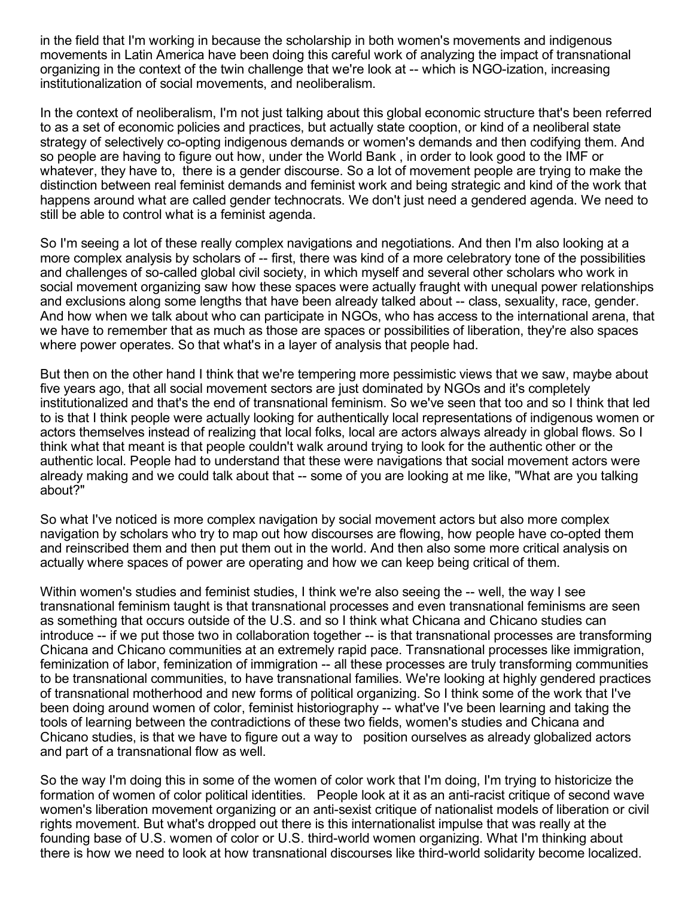in the field that I'm working in because the scholarship in both women's movements and indigenous movements in Latin America have been doing this careful work of analyzing the impact of transnational organizing in the context of the twin challenge that we're look at -- which is NGO-ization, increasing institutionalization of social movements, and neoliberalism.

In the context of neoliberalism, I'm not just talking about this global economic structure that's been referred to as a set of economic policies and practices, but actually state cooption, or kind of a neoliberal state strategy of selectively co-opting indigenous demands or women's demands and then codifying them. And so people are having to figure out how, under the World Bank , in order to look good to the IMF or whatever, they have to, there is a gender discourse. So a lot of movement people are trying to make the distinction between real feminist demands and feminist work and being strategic and kind of the work that happens around what are called gender technocrats. We don't just need a gendered agenda. We need to still be able to control what is a feminist agenda.

So I'm seeing a lot of these really complex navigations and negotiations. And then I'm also looking at a more complex analysis by scholars of -- first, there was kind of a more celebratory tone of the possibilities and challenges of so-called global civil society, in which myself and several other scholars who work in social movement organizing saw how these spaces were actually fraught with unequal power relationships and exclusions along some lengths that have been already talked about -- class, sexuality, race, gender. And how when we talk about who can participate in NGOs, who has access to the international arena, that we have to remember that as much as those are spaces or possibilities of liberation, they're also spaces where power operates. So that what's in a layer of analysis that people had.

But then on the other hand I think that we're tempering more pessimistic views that we saw, maybe about five years ago, that all social movement sectors are just dominated by NGOs and it's completely institutionalized and that's the end of transnational feminism. So we've seen that too and so I think that led to is that I think people were actually looking for authentically local representations of indigenous women or actors themselves instead of realizing that local folks, local are actors always already in global flows. So I think what that meant is that people couldn't walk around trying to look for the authentic other or the authentic local. People had to understand that these were navigations that social movement actors were already making and we could talk about that -- some of you are looking at me like, "What are you talking about?"

So what I've noticed is more complex navigation by social movement actors but also more complex navigation by scholars who try to map out how discourses are flowing, how people have co-opted them and reinscribed them and then put them out in the world. And then also some more critical analysis on actually where spaces of power are operating and how we can keep being critical of them.

Within women's studies and feminist studies, I think we're also seeing the -- well, the way I see transnational feminism taught is that transnational processes and even transnational feminisms are seen as something that occurs outside of the U.S. and so I think what Chicana and Chicano studies can introduce -- if we put those two in collaboration together -- is that transnational processes are transforming Chicana and Chicano communities at an extremely rapid pace. Transnational processes like immigration, feminization of labor, feminization of immigration -- all these processes are truly transforming communities to be transnational communities, to have transnational families. We're looking at highly gendered practices of transnational motherhood and new forms of political organizing. So I think some of the work that I've been doing around women of color, feminist historiography -- what've I've been learning and taking the tools of learning between the contradictions of these two fields, women's studies and Chicana and Chicano studies, is that we have to figure out a way to position ourselves as already globalized actors and part of a transnational flow as well.

So the way I'm doing this in some of the women of color work that I'm doing, I'm trying to historicize the formation of women of color political identities. People look at it as an anti-racist critique of second wave women's liberation movement organizing or an anti-sexist critique of nationalist models of liberation or civil rights movement. But what's dropped out there is this internationalist impulse that was really at the founding base of U.S. women of color or U.S. third-world women organizing. What I'm thinking about there is how we need to look at how transnational discourses like third-world solidarity become localized.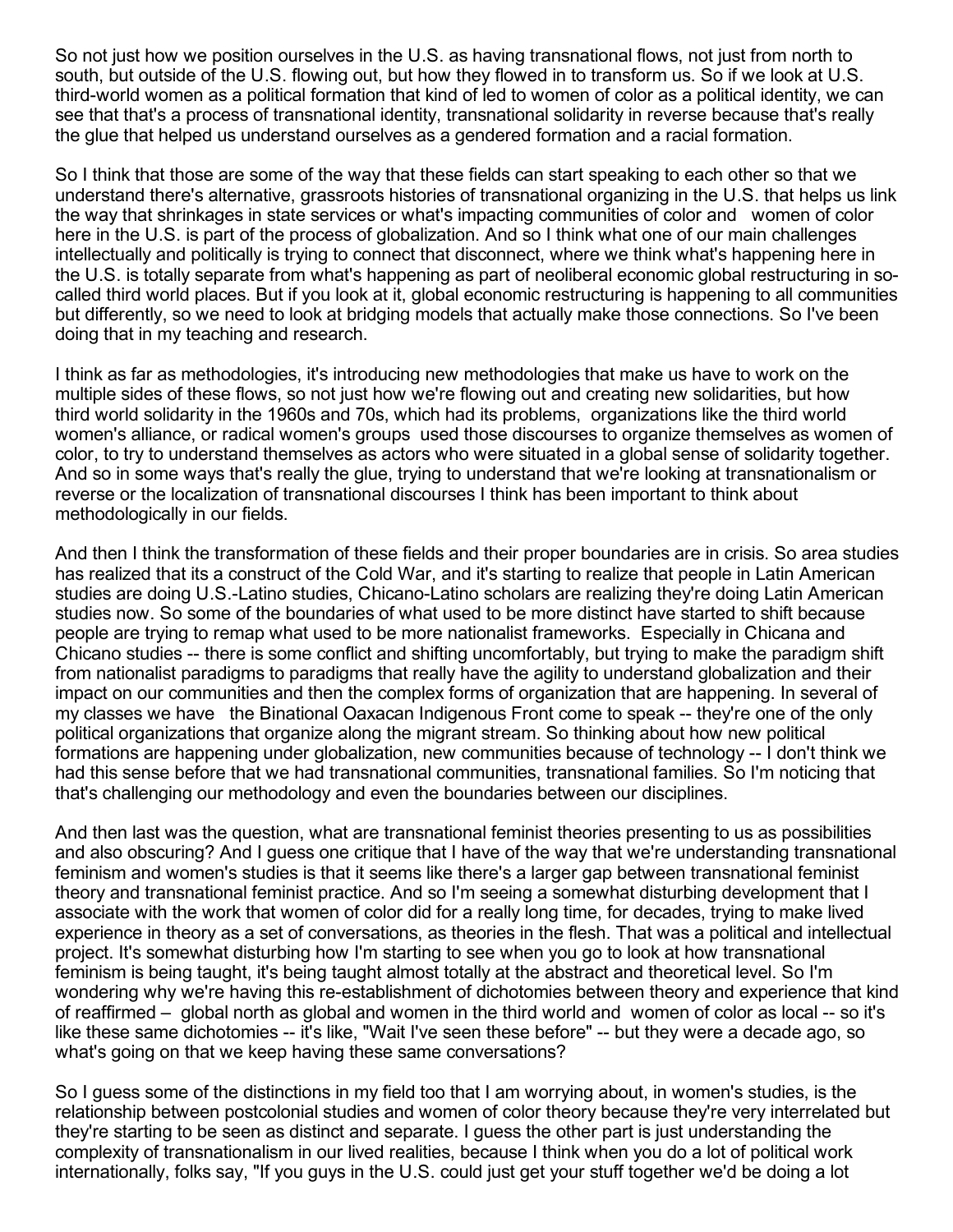So not just how we position ourselves in the U.S. as having transnational flows, not just from north to south, but outside of the U.S. flowing out, but how they flowed in to transform us. So if we look at U.S. third-world women as a political formation that kind of led to women of color as a political identity, we can see that that's a process of transnational identity, transnational solidarity in reverse because that's really the glue that helped us understand ourselves as a gendered formation and a racial formation.

So I think that those are some of the way that these fields can start speaking to each other so that we understand there's alternative, grassroots histories of transnational organizing in the U.S. that helps us link the way that shrinkages in state services or what's impacting communities of color and women of color here in the U.S. is part of the process of globalization. And so I think what one of our main challenges intellectually and politically is trying to connect that disconnect, where we think what's happening here in the U.S. is totally separate from what's happening as part of neoliberal economic global restructuring in so-called third world places. But if you look at it, global economic restructuring is happening to all communities but differently, so we need to look at bridging models that actually make those connections. So I've been doing that in my teaching and research.

I think as far as methodologies, it's introducing new methodologies that make us have to work on the multiple sides of these flows, so not just how we're flowing out and creating new solidarities, but how third world solidarity in the 1960s and 70s, which had its problems, organizations like the third world women's alliance, or radical women's groups used those discourses to organize themselves as women of color, to try to understand themselves as actors who were situated in a global sense of solidarity together. And so in some ways that's really the glue, trying to understand that we're looking at transnationalism or reverse or the localization of transnational discourses I think has been important to think about methodologically in our fields.

And then I think the transformation of these fields and their proper boundaries are in crisis. So area studies has realized that its a construct of the Cold War, and it's starting to realize that people in Latin American studies are doing U.S.-Latino studies, Chicano-Latino scholars are realizing they're doing Latin American studies now. So some of the boundaries of what used to be more distinct have started to shift because people are trying to remap what used to be more nationalist frameworks. Especially in Chicana and Chicano studies -- there is some conflict and shifting uncomfortably, but trying to make the paradigm shift from nationalist paradigms to paradigms that really have the agility to understand globalization and their impact on our communities and then the complex forms of organization that are happening. In several of my classes we have the Binational Oaxacan Indigenous Front come to speak -- they're one of the only political organizations that organize along the migrant stream. So thinking about how new political formations are happening under globalization, new communities because of technology -- I don't think we had this sense before that we had transnational communities, transnational families. So I'm noticing that that's challenging our methodology and even the boundaries between our disciplines.

And then last was the question, what are transnational feminist theories presenting to us as possibilities and also obscuring? And I guess one critique that I have of the way that we're understanding transnational feminism and women's studies is that it seems like there's a larger gap between transnational feminist theory and transnational feminist practice. And so I'm seeing a somewhat disturbing development that I associate with the work that women of color did for a really long time, for decades, trying to make lived experience in theory as a set of conversations, as theories in the flesh. That was a political and intellectual project. It's somewhat disturbing how I'm starting to see when you go to look at how transnational feminism is being taught, it's being taught almost totally at the abstract and theoretical level. So I'm wondering why we're having this re-establishment of dichotomies between theory and experience that kind of reaffirmed – global north as global and women in the third world and women of color as local -- so it's like these same dichotomies -- it's like, "Wait I've seen these before" -- but they were a decade ago, so what's going on that we keep having these same conversations?

So I guess some of the distinctions in my field too that I am worrying about, in women's studies, is the relationship between postcolonial studies and women of color theory because they're very interrelated but they're starting to be seen as distinct and separate. I guess the other part is just understanding the complexity of transnationalism in our lived realities, because I think when you do a lot of political work internationally, folks say, "If you guys in the U.S. could just get your stuff together we'd be doing a lot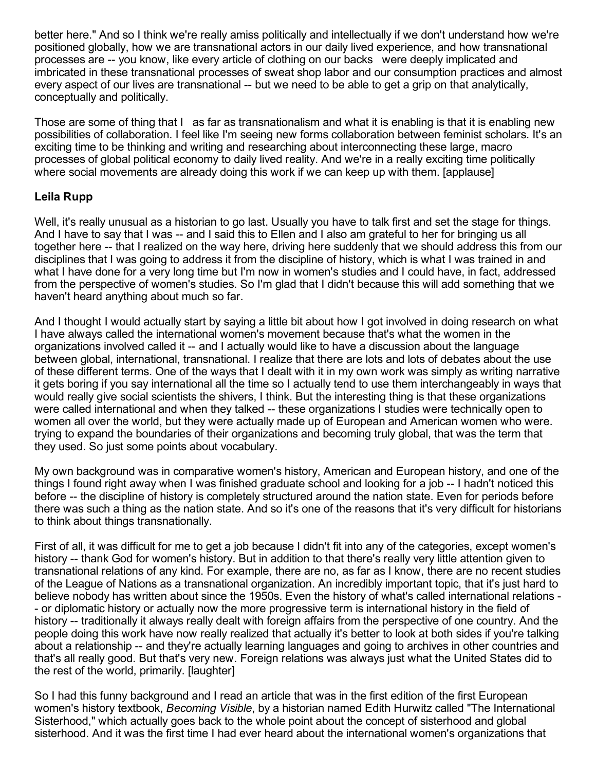better here." And so I think we're really amiss politically and intellectually if we don't understand how we're positioned globally, how we are transnational actors in our daily lived experience, and how transnational processes are -- you know, like every article of clothing on our backs were deeply implicated and imbricated in these transnational processes of sweat shop labor and our consumption practices and almost every aspect of our lives are transnational -- but we need to be able to get a grip on that analytically, conceptually and politically.

Those are some of thing that I as far as transnationalism and what it is enabling is that it is enabling new possibilities of collaboration. I feel like I'm seeing new forms collaboration between feminist scholars. It's an exciting time to be thinking and writing and researching about interconnecting these large, macro processes of global political economy to daily lived reality. And we're in a really exciting time politically where social movements are already doing this work if we can keep up with them. [applause]

### Leila Rupp

Well, it's really unusual as a historian to go last. Usually you have to talk first and set the stage for things. And I have to say that I was -- and I said this to Ellen and I also am grateful to her for bringing us all together here -- that I realized on the way here, driving here suddenly that we should address this from our disciplines that I was going to address it from the discipline of history, which is what I was trained in and what I have done for a very long time but I'm now in women's studies and I could have, in fact, addressed from the perspective of women's studies. So I'm glad that I didn't because this will add something that we haven't heard anything about much so far.

And I thought I would actually start by saying a little bit about how I got involved in doing research on what I have always called the international women's movement because that's what the women in the organizations involved called it -- and I actually would like to have a discussion about the language between global, international, transnational. I realize that there are lots and lots of debates about the use of these different terms. One of the ways that I dealt with it in my own work was simply as writing narrative it gets boring if you say international all the time so I actually tend to use them interchangeably in ways that would really give social scientists the shivers, I think. But the interesting thing is that these organizations were called international and when they talked -- these organizations I studies were technically open to women all over the world, but they were actually made up of European and American women who were. trying to expand the boundaries of their organizations and becoming truly global, that was the term that they used. So just some points about vocabulary.

My own background was in comparative women's history, American and European history, and one of the things I found right away when I was finished graduate school and looking for a job -- I hadn't noticed this before -- the discipline of history is completely structured around the nation state. Even for periods before there was such a thing as the nation state. And so it's one of the reasons that it's very difficult for historians to think about things transnationally.

First of all, it was difficult for me to get a job because I didn't fit into any of the categories, except women's history -- thank God for women's history. But in addition to that there's really very little attention given to transnational relations of any kind. For example, there are no, as far as I know, there are no recent studies of the League of Nations as a transnational organization. An incredibly important topic, that it's just hard to believe nobody has written about since the 1950s. Even the history of what's called international relations -- or diplomatic history or actually now the more progressive term is international history in the field of history -- traditionally it always really dealt with foreign affairs from the perspective of one country. And the people doing this work have now really realized that actually it's better to look at both sides if you're talking about a relationship -- and they're actually learning languages and going to archives in other countries and that's all really good. But that's very new. Foreign relations was always just what the United States did to the rest of the world, primarily. [laughter]

So I had this funny background and I read an article that was in the first edition of the first European women's history textbook, *Becoming Visible*, by a historian named Edith Hurwitz called "The International Sisterhood," which actually goes back to the whole point about the concept of sisterhood and global sisterhood. And it was the first time I had ever heard about the international women's organizations that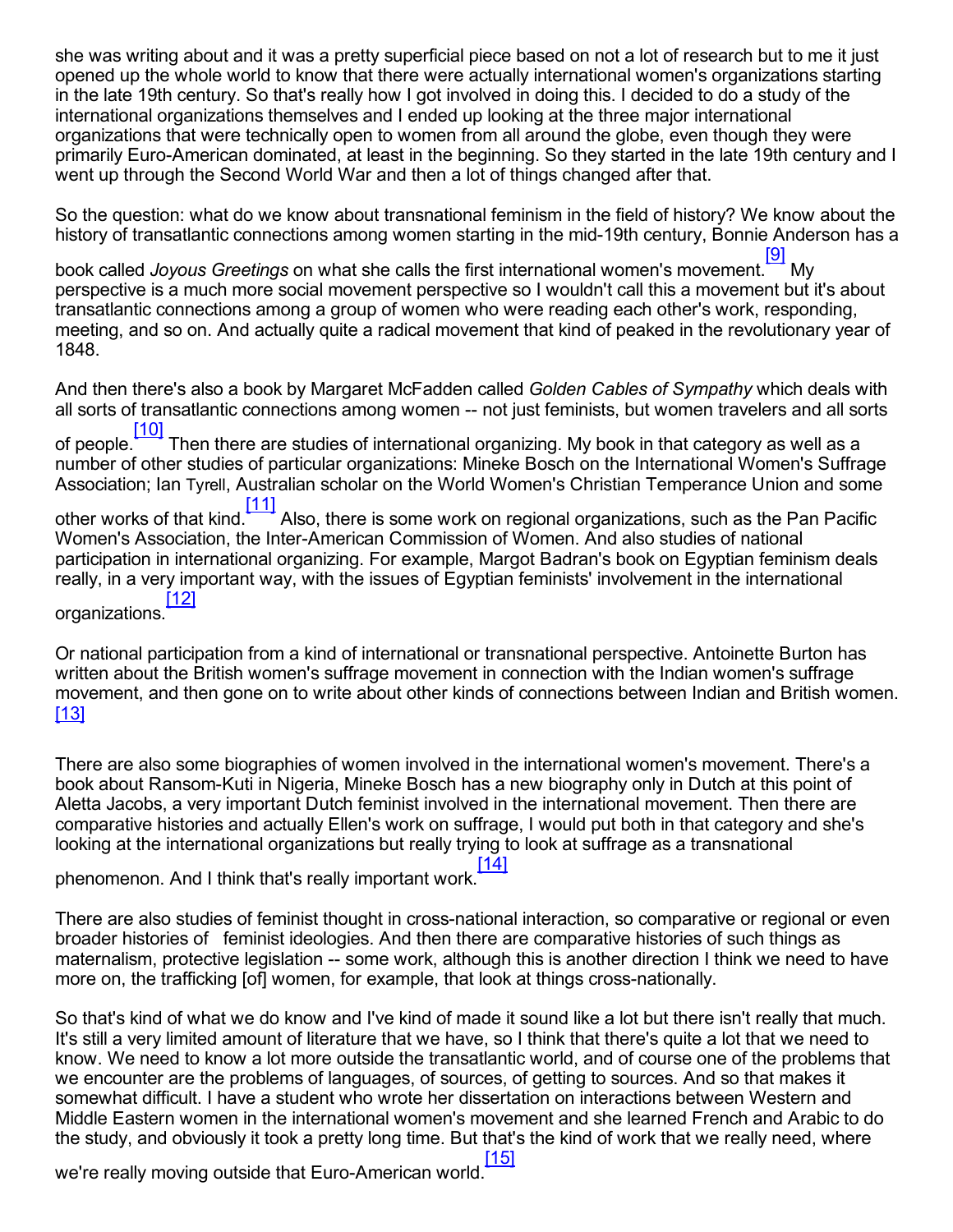she was writing about and it was a pretty superficial piece based on not a lot of research but to me it just opened up the whole world to know that there were actually international women's organizations starting in the late 19th century. So that's really how I got involved in doing this. I decided to do a study of the international organizations themselves and I ended up looking at the three major international organizations that were technically open to women from all around the globe, even though they were primarily Euro-American dominated, at least in the beginning. So they started in the late 19th century and I went up through the Second World War and then a lot of things changed after that.

So the question: what do we know about transnational feminism in the field of history? We know about the history of transatlantic connections among women starting in the mid-19th century, Bonnie Anderson has a book called *Joyous Greetings* on what she calls the first international women's movement.[9] My perspective is a much more social movement perspective so I wouldn't call this a movement but it's about transatlantic connections among a group of women who were reading each other's work, responding, meeting, and so on. And actually quite a radical movement that kind of peaked in the revolutionary year of 1848.

And then there's also a book by Margaret McFadden called *Golden Cables of Sympathy* which deals with all sorts of transatlantic connections among women -- not just feminists, but women travelers and all sorts of people.[10] Then there are studies of international organizing. My book in that category as well as a number of other studies of particular organizations: Mineke Bosch on the International Women's Suffrage Association; Ian Tyrell, Australian scholar on the World Women's Christian Temperance Union and some other works of that kind.[11] Also, there is some work on regional organizations, such as the Pan Pacific Women's Association, the Inter-American Commission of Women. And also studies of national participation in international organizing. For example, Margot Badran's book on Egyptian feminism deals really, in a very important way, with the issues of Egyptian feminists' involvement in the international organizations.[12]

Or national participation from a kind of international or transnational perspective. Antoinette Burton has written about the British women's suffrage movement in connection with the Indian women's suffrage movement, and then gone on to write about other kinds of connections between Indian and British women.[13]

There are also some biographies of women involved in the international women's movement. There's a book about Ransom-Kuti in Nigeria, Mineke Bosch has a new biography only in Dutch at this point of Aletta Jacobs, a very important Dutch feminist involved in the international movement. Then there are comparative histories and actually Ellen's work on suffrage, I would put both in that category and she's looking at the international organizations but really trying to look at suffrage as a transnational phenomenon. And I think that's really important work.[14]

There are also studies of feminist thought in cross-national interaction, so comparative or regional or even broader histories of feminist ideologies. And then there are comparative histories of such things as maternalism, protective legislation -- some work, although this is another direction I think we need to have more on, the trafficking [of] women, for example, that look at things cross-nationally.

So that's kind of what we do know and I've kind of made it sound like a lot but there isn't really that much. It's still a very limited amount of literature that we have, so I think that there's quite a lot that we need to know. We need to know a lot more outside the transatlantic world, and of course one of the problems that we encounter are the problems of languages, of sources, of getting to sources. And so that makes it somewhat difficult. I have a student who wrote her dissertation on interactions between Western and Middle Eastern women in the international women's movement and she learned French and Arabic to do the study, and obviously it took a pretty long time. But that's the kind of work that we really need, where we're really moving outside that Euro-American world.[15]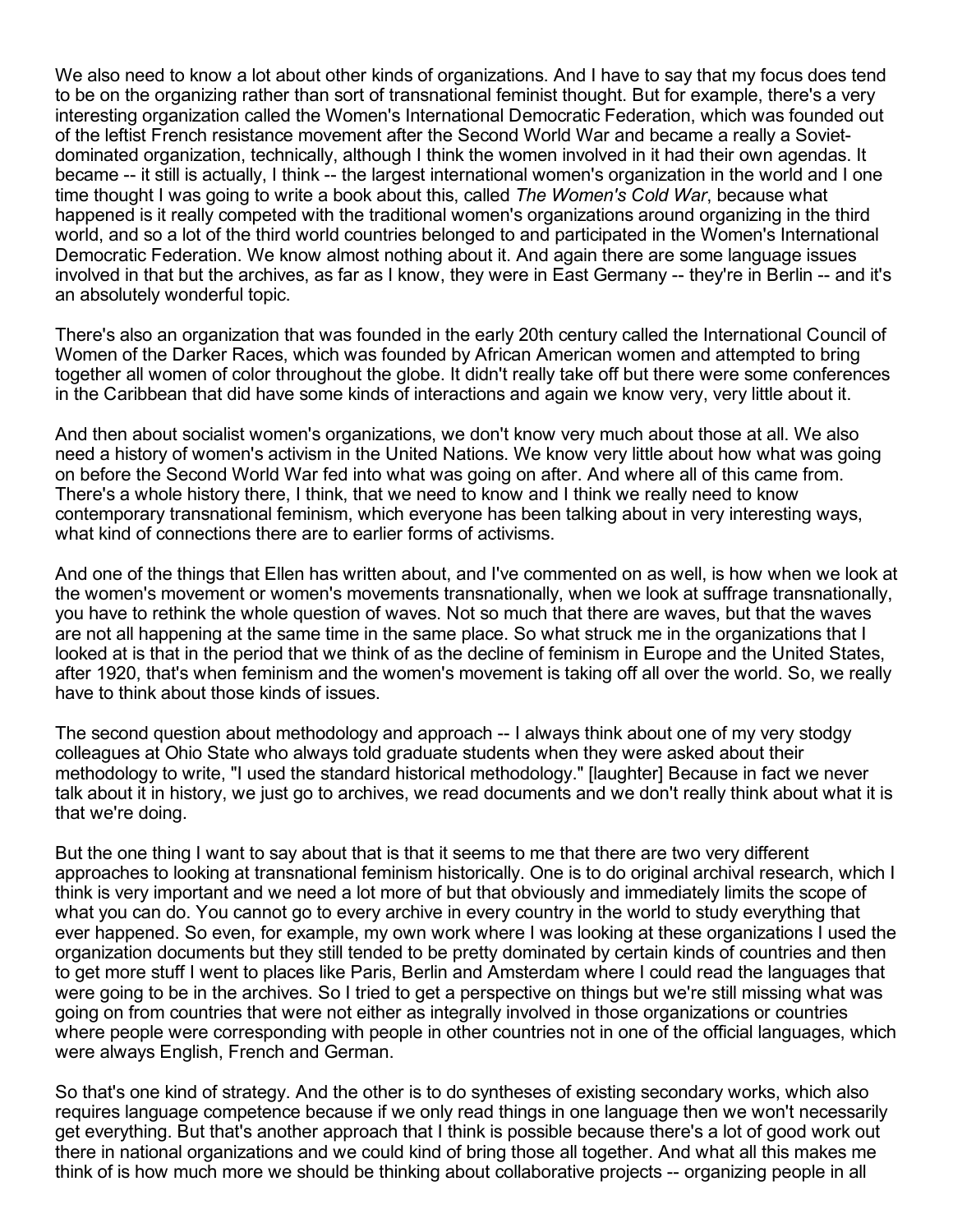We also need to know a lot about other kinds of organizations. And I have to say that my focus does tend to be on the organizing rather than sort of transnational feminist thought. But for example, there's a very interesting organization called the Women's International Democratic Federation, which was founded out of the leftist French resistance movement after the Second World War and became a really a Soviet-dominated organization, technically, although I think the women involved in it had their own agendas. It became -- it still is actually, I think -- the largest international women's organization in the world and I one time thought I was going to write a book about this, called *The Women's Cold War*, because what happened is it really competed with the traditional women's organizations around organizing in the third world, and so a lot of the third world countries belonged to and participated in the Women's International Democratic Federation. We know almost nothing about it. And again there are some language issues involved in that but the archives, as far as I know, they were in East Germany -- they're in Berlin -- and it's an absolutely wonderful topic.

There's also an organization that was founded in the early 20th century called the International Council of Women of the Darker Races, which was founded by African American women and attempted to bring together all women of color throughout the globe. It didn't really take off but there were some conferences in the Caribbean that did have some kinds of interactions and again we know very, very little about it.

And then about socialist women's organizations, we don't know very much about those at all. We also need a history of women's activism in the United Nations. We know very little about how what was going on before the Second World War fed into what was going on after. And where all of this came from. There's a whole history there, I think, that we need to know and I think we really need to know contemporary transnational feminism, which everyone has been talking about in very interesting ways, what kind of connections there are to earlier forms of activisms.

And one of the things that Ellen has written about, and I've commented on as well, is how when we look at the women's movement or women's movements transnationally, when we look at suffrage transnationally, you have to rethink the whole question of waves. Not so much that there are waves, but that the waves are not all happening at the same time in the same place. So what struck me in the organizations that I looked at is that in the period that we think of as the decline of feminism in Europe and the United States, after 1920, that's when feminism and the women's movement is taking off all over the world. So, we really have to think about those kinds of issues.

The second question about methodology and approach -- I always think about one of my very stodgy colleagues at Ohio State who always told graduate students when they were asked about their methodology to write, "I used the standard historical methodology." [laughter] Because in fact we never talk about it in history, we just go to archives, we read documents and we don't really think about what it is that we're doing.

But the one thing I want to say about that is that it seems to me that there are two very different approaches to looking at transnational feminism historically. One is to do original archival research, which I think is very important and we need a lot more of but that obviously and immediately limits the scope of what you can do. You cannot go to every archive in every country in the world to study everything that ever happened. So even, for example, my own work where I was looking at these organizations I used the organization documents but they still tended to be pretty dominated by certain kinds of countries and then to get more stuff I went to places like Paris, Berlin and Amsterdam where I could read the languages that were going to be in the archives. So I tried to get a perspective on things but we're still missing what was going on from countries that were not either as integrally involved in those organizations or countries where people were corresponding with people in other countries not in one of the official languages, which were always English, French and German.

So that's one kind of strategy. And the other is to do syntheses of existing secondary works, which also requires language competence because if we only read things in one language then we won't necessarily get everything. But that's another approach that I think is possible because there's a lot of good work out there in national organizations and we could kind of bring those all together. And what all this makes me think of is how much more we should be thinking about collaborative projects -- organizing people in all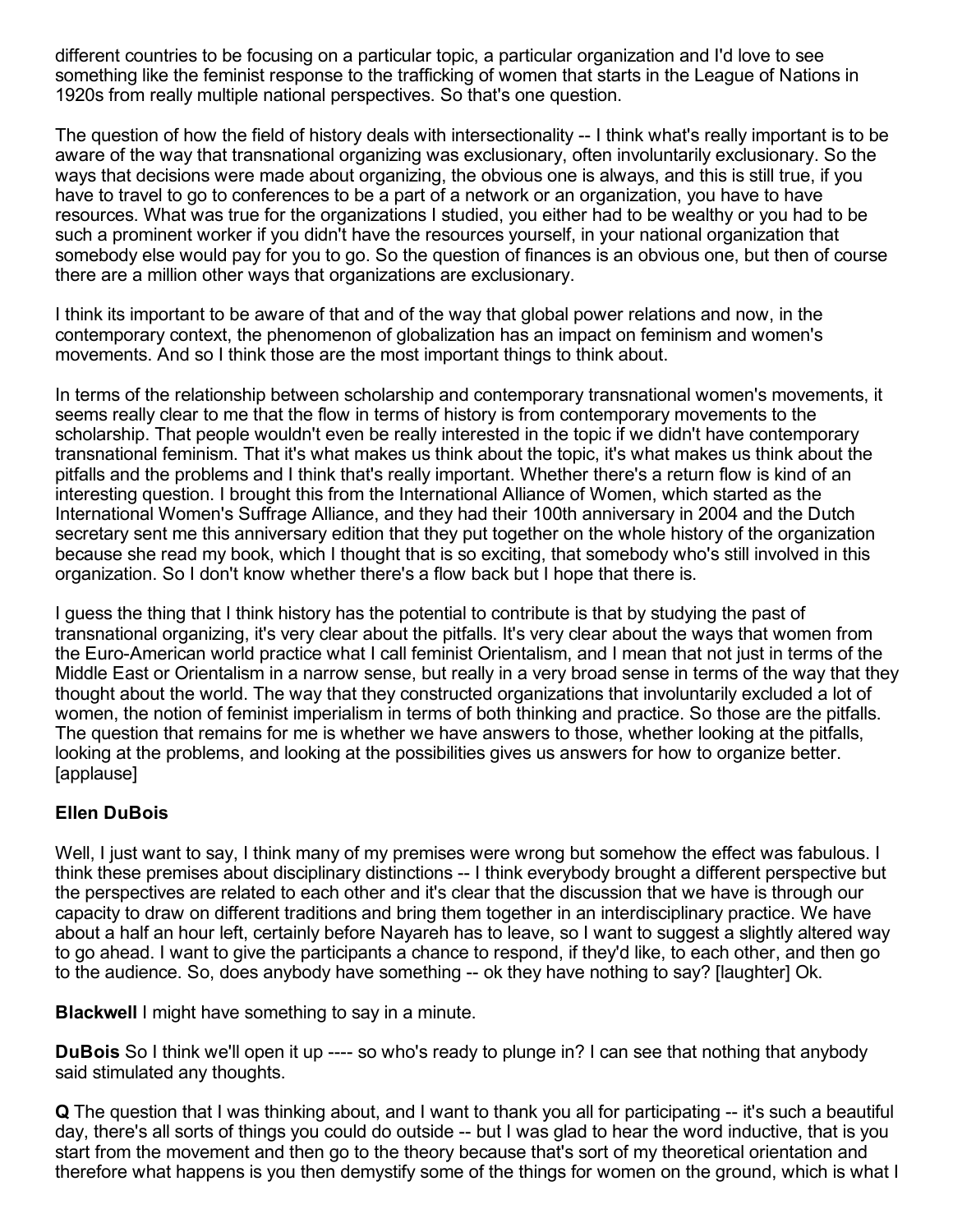different countries to be focusing on a particular topic, a particular organization and I'd love to see something like the feminist response to the trafficking of women that starts in the League of Nations in 1920s from really multiple national perspectives. So that's one question.

The question of how the field of history deals with intersectionality -- I think what's really important is to be aware of the way that transnational organizing was exclusionary, often involuntarily exclusionary. So the ways that decisions were made about organizing, the obvious one is always, and this is still true, if you have to travel to go to conferences to be a part of a network or an organization, you have to have resources. What was true for the organizations I studied, you either had to be wealthy or you had to be such a prominent worker if you didn't have the resources yourself, in your national organization that somebody else would pay for you to go. So the question of finances is an obvious one, but then of course there are a million other ways that organizations are exclusionary.

I think its important to be aware of that and of the way that global power relations and now, in the contemporary context, the phenomenon of globalization has an impact on feminism and women's movements. And so I think those are the most important things to think about.

In terms of the relationship between scholarship and contemporary transnational women's movements, it seems really clear to me that the flow in terms of history is from contemporary movements to the scholarship. That people wouldn't even be really interested in the topic if we didn't have contemporary transnational feminism. That it's what makes us think about the topic, it's what makes us think about the pitfalls and the problems and I think that's really important. Whether there's a return flow is kind of an interesting question. I brought this from the International Alliance of Women, which started as the International Women's Suffrage Alliance, and they had their 100th anniversary in 2004 and the Dutch secretary sent me this anniversary edition that they put together on the whole history of the organization because she read my book, which I thought that is so exciting, that somebody who's still involved in this organization. So I don't know whether there's a flow back but I hope that there is.

I guess the thing that I think history has the potential to contribute is that by studying the past of transnational organizing, it's very clear about the pitfalls. It's very clear about the ways that women from the Euro-American world practice what I call feminist Orientalism, and I mean that not just in terms of the Middle East or Orientalism in a narrow sense, but really in a very broad sense in terms of the way that they thought about the world. The way that they constructed organizations that involuntarily excluded a lot of women, the notion of feminist imperialism in terms of both thinking and practice. So those are the pitfalls. The question that remains for me is whether we have answers to those, whether looking at the pitfalls, looking at the problems, and looking at the possibilities gives us answers for how to organize better. [applause]

**Ellen DuBois**

Well, I just want to say, I think many of my premises were wrong but somehow the effect was fabulous. I think these premises about disciplinary distinctions -- I think everybody brought a different perspective but the perspectives are related to each other and it's clear that the discussion that we have is through our capacity to draw on different traditions and bring them together in an interdisciplinary practice. We have about a half an hour left, certainly before Nayareh has to leave, so I want to suggest a slightly altered way to go ahead. I want to give the participants a chance to respond, if they'd like, to each other, and then go to the audience. So, does anybody have something -- ok they have nothing to say? [laughter] Ok.

**Blackwell** I might have something to say in a minute.

**DuBois** So I think we'll open it up ---- so who's ready to plunge in? I can see that nothing that anybody said stimulated any thoughts.

**Q** The question that I was thinking about, and I want to thank you all for participating -- it's such a beautiful day, there's all sorts of things you could do outside -- but I was glad to hear the word inductive, that is you start from the movement and then go to the theory because that's sort of my theoretical orientation and therefore what happens is you then demystify some of the things for women on the ground, which is what I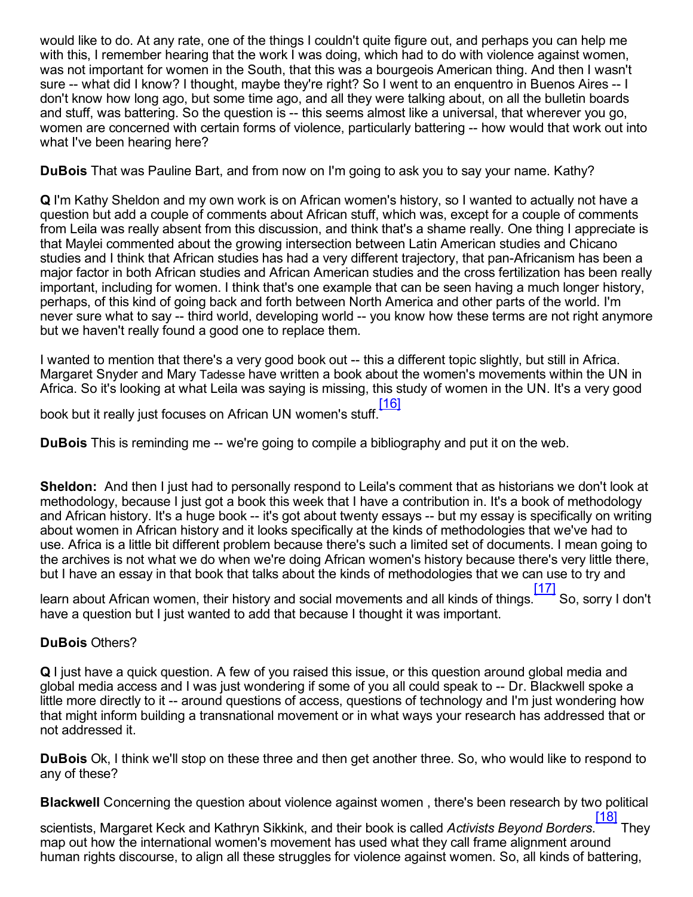would like to do. At any rate, one of the things I couldn't quite figure out, and perhaps you can help me with this, I remember hearing that the work I was doing, which had to do with violence against women, was not important for women in the South, that this was a bourgeois American thing. And then I wasn't sure -- what did I know? I thought, maybe they're right? So I went to an enquentro in Buenos Aires -- I don't know how long ago, but some time ago, and all they were talking about, on all the bulletin boards and stuff, was battering. So the question is -- this seems almost like a universal, that wherever you go, women are concerned with certain forms of violence, particularly battering -- how would that work out into what I've been hearing here?

**DuBois** That was Pauline Bart, and from now on I'm going to ask you to say your name. Kathy?

**Q** I'm Kathy Sheldon and my own work is on African women's history, so I wanted to actually not have a question but add a couple of comments about African stuff, which was, except for a couple of comments from Leila was really absent from this discussion, and think that's a shame really. One thing I appreciate is that Maylei commented about the growing intersection between Latin American studies and Chicano studies and I think that African studies has had a very different trajectory, that pan-Africanism has been a major factor in both African studies and African American studies and the cross fertilization has been really important, including for women. I think that's one example that can be seen having a much longer history, perhaps, of this kind of going back and forth between North America and other parts of the world. I'm never sure what to say -- third world, developing world -- you know how these terms are not right anymore but we haven't really found a good one to replace them.

I wanted to mention that there's a very good book out -- this a different topic slightly, but still in Africa. Margaret Snyder and Mary Tadesse have written a book about the women's movements within the UN in Africa. So it's looking at what Leila was saying is missing, this study of women in the UN. It's a very good book but it really just focuses on African UN women's stuff.[16]

**DuBois** This is reminding me -- we're going to compile a bibliography and put it on the web.

**Sheldon:** And then I just had to personally respond to Leila's comment that as historians we don't look at methodology, because I just got a book this week that I have a contribution in. It's a book of methodology and African history. It's a huge book -- it's got about twenty essays -- but my essay is specifically on writing about women in African history and it looks specifically at the kinds of methodologies that we've had to use. Africa is a little bit different problem because there's such a limited set of documents. I mean going to the archives is not what we do when we're doing African women's history because there's very little there, but I have an essay in that book that talks about the kinds of methodologies that we can use to try and learn about African women, their history and social movements and all kinds of things.[17] So, sorry I don't have a question but I just wanted to add that because I thought it was important.

**DuBois** Others?

**Q** I just have a quick question. A few of you raised this issue, or this question around global media and global media access and I was just wondering if some of you all could speak to -- Dr. Blackwell spoke a little more directly to it -- around questions of access, questions of technology and I'm just wondering how that might inform building a transnational movement or in what ways your research has addressed that or not addressed it.

**DuBois** Ok, I think we'll stop on these three and then get another three. So, who would like to respond to any of these?

**Blackwell** Concerning the question about violence against women , there's been research by two political scientists, Margaret Keck and Kathryn Sikkink, and their book is called *Activists Beyond Borders*.[18] They map out how the international women's movement has used what they call frame alignment around human rights discourse, to align all these struggles for violence against women. So, all kinds of battering,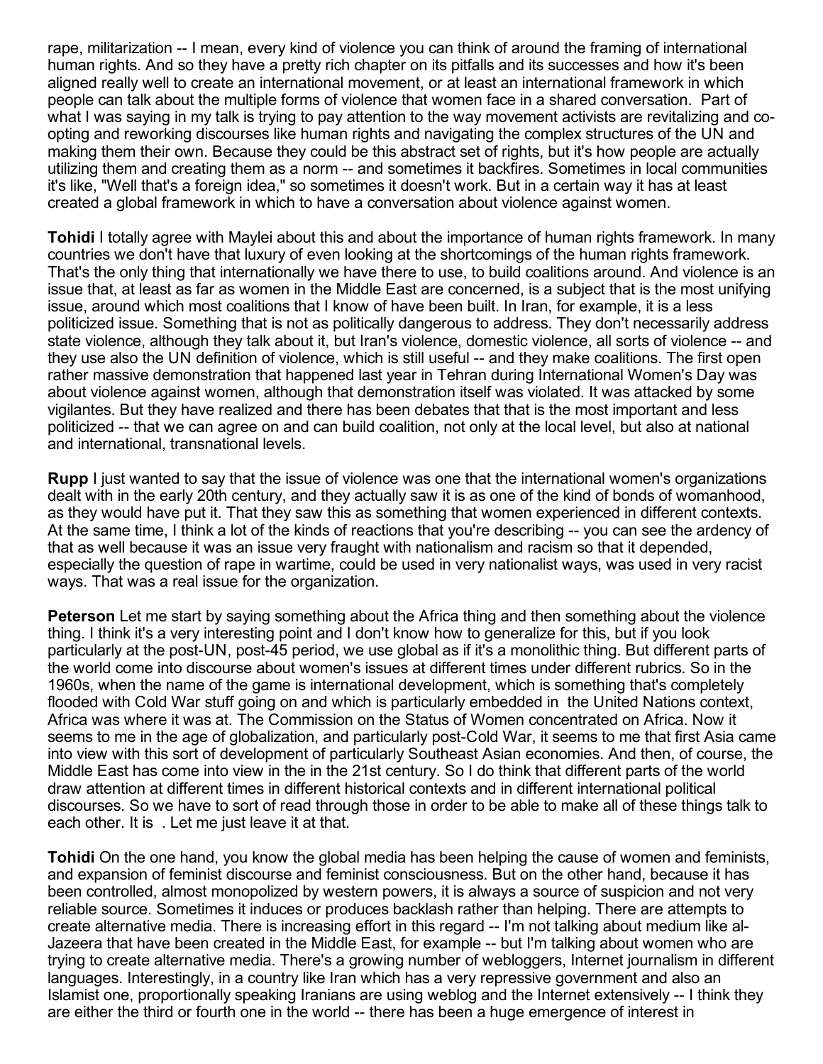rape, militarization -- I mean, every kind of violence you can think of around the framing of international human rights. And so they have a pretty rich chapter on its pitfalls and its successes and how it's been aligned really well to create an international movement, or at least an international framework in which people can talk about the multiple forms of violence that women face in a shared conversation. Part of what I was saying in my talk is trying to pay attention to the way movement activists are revitalizing and co-opting and reworking discourses like human rights and navigating the complex structures of the UN and making them their own. Because they could be this abstract set of rights, but it's how people are actually utilizing them and creating them as a norm -- and sometimes it backfires. Sometimes in local communities it's like, "Well that's a foreign idea," so sometimes it doesn't work. But in a certain way it has at least created a global framework in which to have a conversation about violence against women.

**Tohidi** I totally agree with Maylei about this and about the importance of human rights framework. In many countries we don't have that luxury of even looking at the shortcomings of the human rights framework. That's the only thing that internationally we have there to use, to build coalitions around. And violence is an issue that, at least as far as women in the Middle East are concerned, is a subject that is the most unifying issue, around which most coalitions that I know of have been built. In Iran, for example, it is a less politicized issue. Something that is not as politically dangerous to address. They don't necessarily address state violence, although they talk about it, but Iran's violence, domestic violence, all sorts of violence -- and they use also the UN definition of violence, which is still useful -- and they make coalitions. The first open rather massive demonstration that happened last year in Tehran during International Women's Day was about violence against women, although that demonstration itself was violated. It was attacked by some vigilantes. But they have realized and there has been debates that that is the most important and less politicized -- that we can agree on and can build coalition, not only at the local level, but also at national and international, transnational levels.

**Rupp** I just wanted to say that the issue of violence was one that the international women's organizations dealt with in the early 20th century, and they actually saw it is as one of the kind of bonds of womanhood, as they would have put it. That they saw this as something that women experienced in different contexts. At the same time, I think a lot of the kinds of reactions that you're describing -- you can see the ardency of that as well because it was an issue very fraught with nationalism and racism so that it depended, especially the question of rape in wartime, could be used in very nationalist ways, was used in very racist ways. That was a real issue for the organization.

**Peterson** Let me start by saying something about the Africa thing and then something about the violence thing. I think it's a very interesting point and I don't know how to generalize for this, but if you look particularly at the post-UN, post-45 period, we use global as if it's a monolithic thing. But different parts of the world come into discourse about women's issues at different times under different rubrics. So in the 1960s, when the name of the game is international development, which is something that's completely flooded with Cold War stuff going on and which is particularly embedded in the United Nations context, Africa was where it was at. The Commission on the Status of Women concentrated on Africa. Now it seems to me in the age of globalization, and particularly post-Cold War, it seems to me that first Asia came into view with this sort of development of particularly Southeast Asian economies. And then, of course, the Middle East has come into view in the in the 21st century. So I do think that different parts of the world draw attention at different times in different historical contexts and in different international political discourses. So we have to sort of read through those in order to be able to make all of these things talk to each other. It is . Let me just leave it at that.

**Tohidi** On the one hand, you know the global media has been helping the cause of women and feminists, and expansion of feminist discourse and feminist consciousness. But on the other hand, because it has been controlled, almost monopolized by western powers, it is always a source of suspicion and not very reliable source. Sometimes it induces or produces backlash rather than helping. There are attempts to create alternative media. There is increasing effort in this regard -- I'm not talking about medium like al-Jazeera that have been created in the Middle East, for example -- but I'm talking about women who are trying to create alternative media. There's a growing number of webloggers, Internet journalism in different languages. Interestingly, in a country like Iran which has a very repressive government and also an Islamist one, proportionally speaking Iranians are using weblog and the Internet extensively -- I think they are either the third or fourth one in the world -- there has been a huge emergence of interest in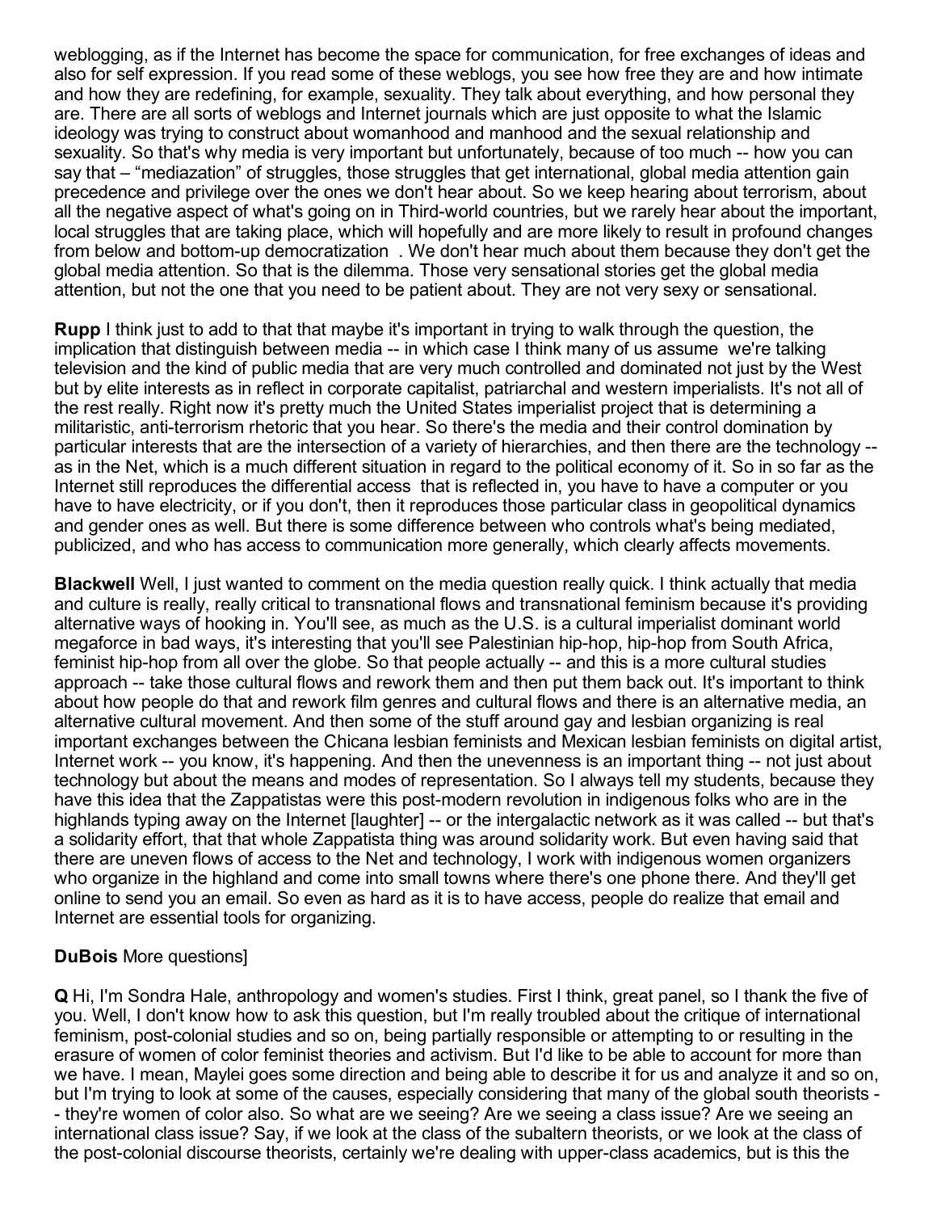weblogging, as if the Internet has become the space for communication, for free exchanges of ideas and also for self expression. If you read some of these weblogs, you see how free they are and how intimate and how they are redefining, for example, sexuality. They talk about everything, and how personal they are. There are all sorts of weblogs and Internet journals which are just opposite to what the Islamic ideology was trying to construct about womanhood and manhood and the sexual relationship and sexuality. So that's why media is very important but unfortunately, because of too much -- how you can say that – "mediazation" of struggles, those struggles that get international, global media attention gain precedence and privilege over the ones we don't hear about. So we keep hearing about terrorism, about all the negative aspect of what's going on in Third-world countries, but we rarely hear about the important, local struggles that are taking place, which will hopefully and are more likely to result in profound changes from below and bottom-up democratization . We don't hear much about them because they don't get the global media attention. So that is the dilemma. Those very sensational stories get the global media attention, but not the one that you need to be patient about. They are not very sexy or sensational.

**Rupp** I think just to add to that that maybe it's important in trying to walk through the question, the implication that distinguish between media -- in which case I think many of us assume we're talking television and the kind of public media that are very much controlled and dominated not just by the West but by elite interests as in reflect in corporate capitalist, patriarchal and western imperialists. It's not all of the rest really. Right now it's pretty much the United States imperialist project that is determining a militaristic, anti-terrorism rhetoric that you hear. So there's the media and their control domination by particular interests that are the intersection of a variety of hierarchies, and then there are the technology -- as in the Net, which is a much different situation in regard to the political economy of it. So in so far as the Internet still reproduces the differential access that is reflected in, you have to have a computer or you have to have electricity, or if you don't, then it reproduces those particular class in geopolitical dynamics and gender ones as well. But there is some difference between who controls what's being mediated, publicized, and who has access to communication more generally, which clearly affects movements.

**Blackwell** Well, I just wanted to comment on the media question really quick. I think actually that media and culture is really, really critical to transnational flows and transnational feminism because it's providing alternative ways of hooking in. You'll see, as much as the U.S. is a cultural imperialist dominant world megaforce in bad ways, it's interesting that you'll see Palestinian hip-hop, hip-hop from South Africa, feminist hip-hop from all over the globe. So that people actually -- and this is a more cultural studies approach -- take those cultural flows and rework them and then put them back out. It's important to think about how people do that and rework film genres and cultural flows and there is an alternative media, an alternative cultural movement. And then some of the stuff around gay and lesbian organizing is real important exchanges between the Chicana lesbian feminists and Mexican lesbian feminists on digital artist, Internet work -- you know, it's happening. And then the unevenness is an important thing -- not just about technology but about the means and modes of representation. So I always tell my students, because they have this idea that the Zappatistas were this post-modern revolution in indigenous folks who are in the highlands typing away on the Internet [laughter] -- or the intergalactic network as it was called -- but that's a solidarity effort, that that whole Zappatista thing was around solidarity work. But even having said that there are uneven flows of access to the Net and technology, I work with indigenous women organizers who organize in the highland and come into small towns where there's one phone there. And they'll get online to send you an email. So even as hard as it is to have access, people do realize that email and Internet are essential tools for organizing.

**DuBois** More questions]

**Q** Hi, I'm Sondra Hale, anthropology and women's studies. First I think, great panel, so I thank the five of you. Well, I don't know how to ask this question, but I'm really troubled about the critique of international feminism, post-colonial studies and so on, being partially responsible or attempting to or resulting in the erasure of women of color feminist theories and activism. But I'd like to be able to account for more than we have. I mean, Maylei goes some direction and being able to describe it for us and analyze it and so on, but I'm trying to look at some of the causes, especially considering that many of the global south theorists -- they're women of color also. So what are we seeing? Are we seeing a class issue? Are we seeing an international class issue? Say, if we look at the class of the subaltern theorists, or we look at the class of the post-colonial discourse theorists, certainly we're dealing with upper-class academics, but is this the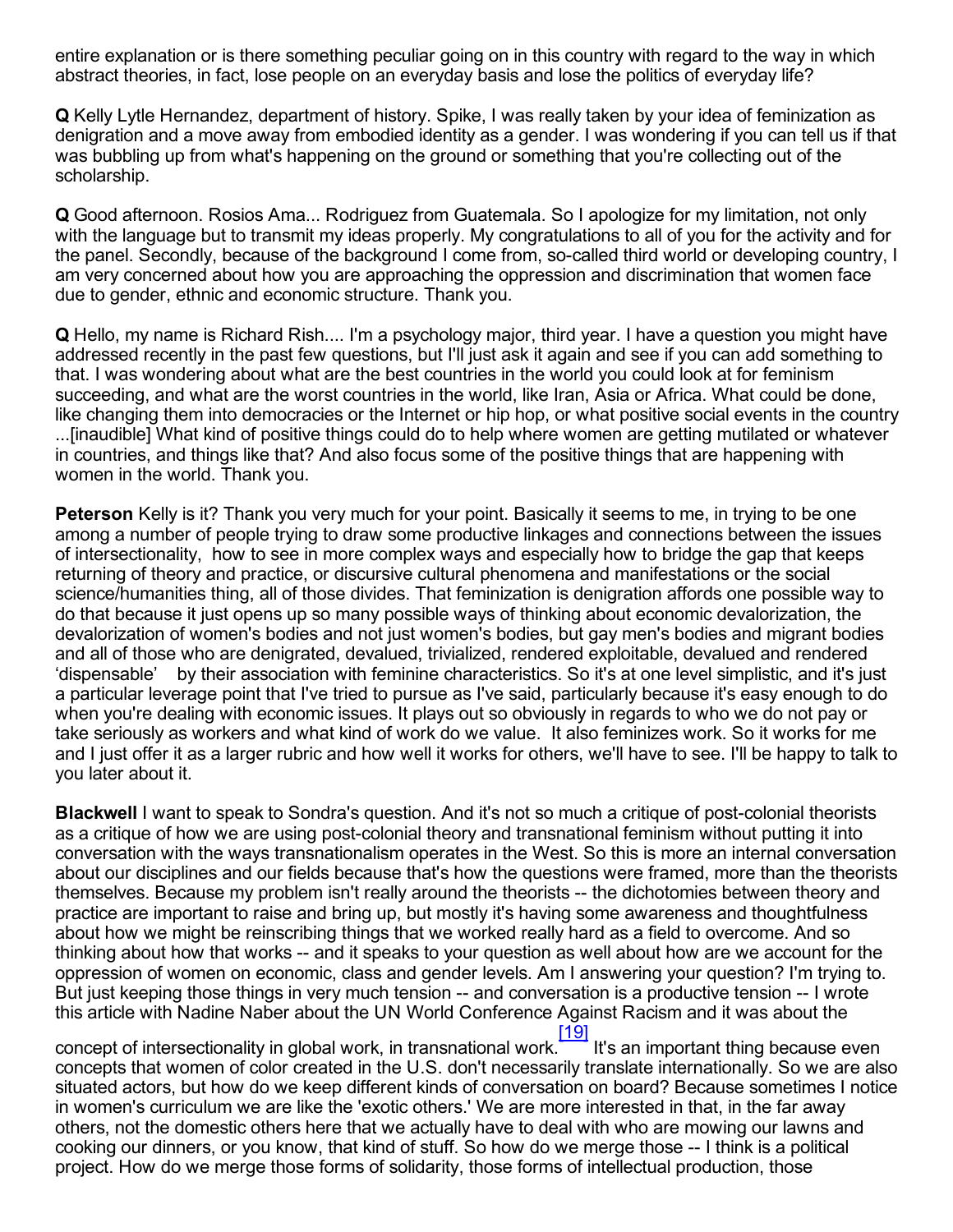entire explanation or is there something peculiar going on in this country with regard to the way in which abstract theories, in fact, lose people on an everyday basis and lose the politics of everyday life?

**Q** Kelly Lytle Hernandez, department of history. Spike, I was really taken by your idea of feminization as denigration and a move away from embodied identity as a gender. I was wondering if you can tell us if that was bubbling up from what's happening on the ground or something that you're collecting out of the scholarship.

**Q** Good afternoon. Rosios Ama... Rodriguez from Guatemala. So I apologize for my limitation, not only with the language but to transmit my ideas properly. My congratulations to all of you for the activity and for the panel. Secondly, because of the background I come from, so-called third world or developing country, I am very concerned about how you are approaching the oppression and discrimination that women face due to gender, ethnic and economic structure. Thank you.

**Q** Hello, my name is Richard Rish.... I'm a psychology major, third year. I have a question you might have addressed recently in the past few questions, but I'll just ask it again and see if you can add something to that. I was wondering about what are the best countries in the world you could look at for feminism succeeding, and what are the worst countries in the world, like Iran, Asia or Africa. What could be done, like changing them into democracies or the Internet or hip hop, or what positive social events in the country ...[inaudible] What kind of positive things could do to help where women are getting mutilated or whatever in countries, and things like that? And also focus some of the positive things that are happening with women in the world. Thank you.

**Peterson** Kelly is it? Thank you very much for your point. Basically it seems to me, in trying to be one among a number of people trying to draw some productive linkages and connections between the issues of intersectionality, how to see in more complex ways and especially how to bridge the gap that keeps returning of theory and practice, or discursive cultural phenomena and manifestations or the social science/humanities thing, all of those divides. That feminization is denigration affords one possible way to do that because it just opens up so many possible ways of thinking about economic devalorization, the devalorization of women's bodies and not just women's bodies, but gay men's bodies and migrant bodies and all of those who are denigrated, devalued, trivialized, rendered exploitable, devalued and rendered 'dispensable' by their association with feminine characteristics. So it's at one level simplistic, and it's just a particular leverage point that I've tried to pursue as I've said, particularly because it's easy enough to do when you're dealing with economic issues. It plays out so obviously in regards to who we do not pay or take seriously as workers and what kind of work do we value. It also feminizes work. So it works for me and I just offer it as a larger rubric and how well it works for others, we'll have to see. I'll be happy to talk to you later about it.

**Blackwell** I want to speak to Sondra's question. And it's not so much a critique of post-colonial theorists as a critique of how we are using post-colonial theory and transnational feminism without putting it into conversation with the ways transnationalism operates in the West. So this is more an internal conversation about our disciplines and our fields because that's how the questions were framed, more than the theorists themselves. Because my problem isn't really around the theorists -- the dichotomies between theory and practice are important to raise and bring up, but mostly it's having some awareness and thoughtfulness about how we might be reinscribing things that we worked really hard as a field to overcome. And so thinking about how that works -- and it speaks to your question as well about how are we account for the oppression of women on economic, class and gender levels. Am I answering your question? I'm trying to. But just keeping those things in very much tension -- and conversation is a productive tension -- I wrote this article with Nadine Naber about the UN World Conference Against Racism and it was about the concept of intersectionality in global work, in transnational work.[19] It's an important thing because even concepts that women of color created in the U.S. don't necessarily translate internationally. So we are also situated actors, but how do we keep different kinds of conversation on board? Because sometimes I notice in women's curriculum we are like the 'exotic others.' We are more interested in that, in the far away others, not the domestic others here that we actually have to deal with who are mowing our lawns and cooking our dinners, or you know, that kind of stuff. So how do we merge those -- I think is a political project. How do we merge those forms of solidarity, those forms of intellectual production, those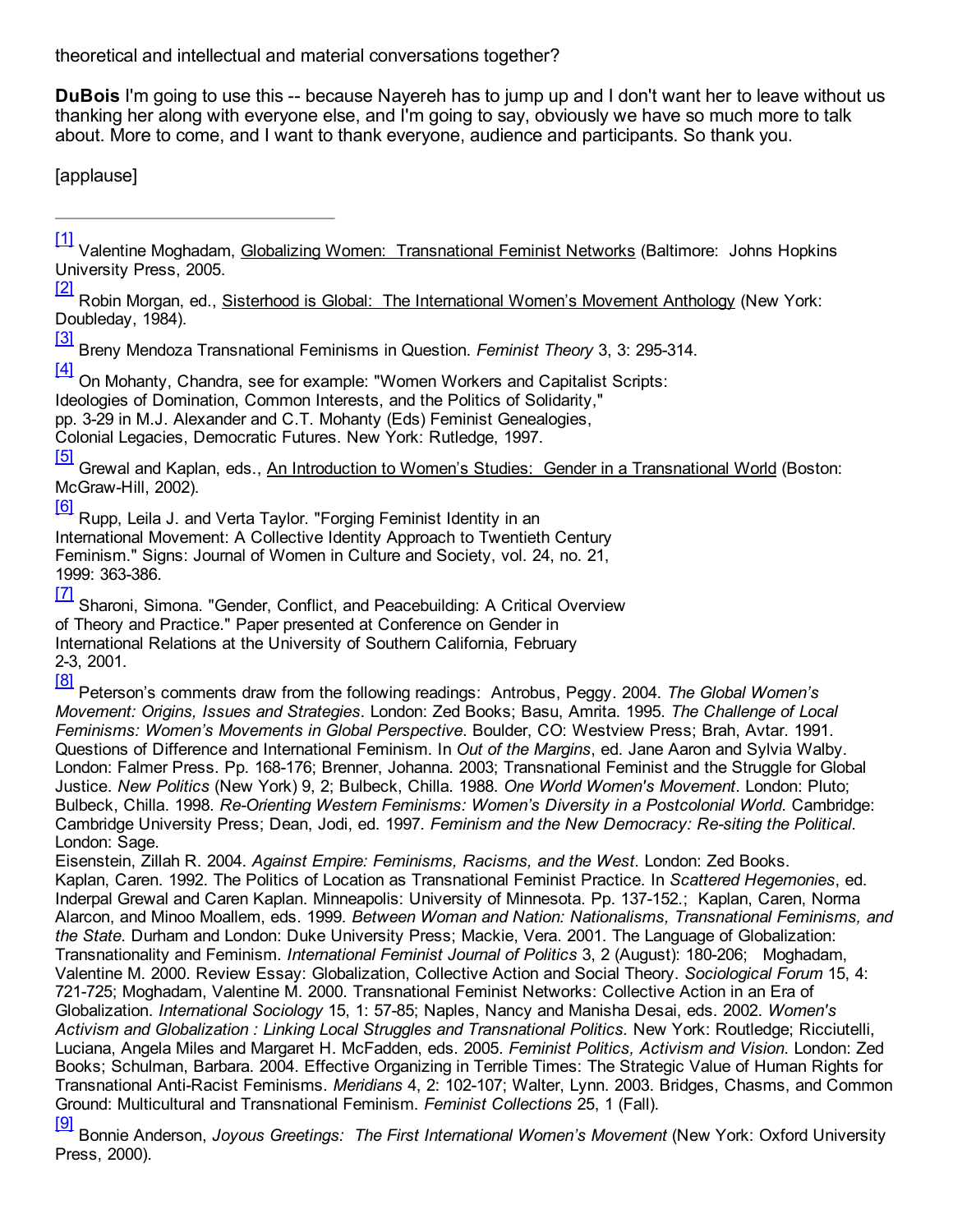theoretical and intellectual and material conversations together?

**DuBois** I'm going to use this -- because Nayereh has to jump up and I don't want her to leave without us thanking her along with everyone else, and I'm going to say, obviously we have so much more to talk about. More to come, and I want to thank everyone, audience and participants. So thank you.

[applause]

---

[1] Valentine Moghadam, Globalizing Women: Transnational Feminist Networks (Baltimore: Johns Hopkins University Press, 2005.

[2] Robin Morgan, ed., Sisterhood is Global: The International Women's Movement Anthology (New York: Doubleday, 1984).

[3] Breny Mendoza Transnational Feminisms in Question. *Feminist Theory* 3, 3: 295-314.

[4] On Mohanty, Chandra, see for example: "Women Workers and Capitalist Scripts: Ideologies of Domination, Common Interests, and the Politics of Solidarity," pp. 3-29 in M.J. Alexander and C.T. Mohanty (Eds) Feminist Genealogies, Colonial Legacies, Democratic Futures. New York: Rutledge, 1997.

[5] Grewal and Kaplan, eds., An Introduction to Women's Studies: Gender in a Transnational World (Boston: McGraw-Hill, 2002).

[6] Rupp, Leila J. and Verta Taylor. "Forging Feminist Identity in an International Movement: A Collective Identity Approach to Twentieth Century Feminism." Signs: Journal of Women in Culture and Society, vol. 24, no. 21, 1999: 363-386.

[7] Sharoni, Simona. "Gender, Conflict, and Peacebuilding: A Critical Overview of Theory and Practice." Paper presented at Conference on Gender in International Relations at the University of Southern California, February 2-3, 2001.

[8] Peterson's comments draw from the following readings: Antrobus, Peggy. 2004. *The Global Women's Movement: Origins, Issues and Strategies*. London: Zed Books; Basu, Amrita. 1995. *The Challenge of Local Feminisms: Women's Movements in Global Perspective*. Boulder, CO: Westview Press; Brah, Avtar. 1991. Questions of Difference and International Feminism. In *Out of the Margins*, ed. Jane Aaron and Sylvia Walby. London: Falmer Press. Pp. 168-176; Brenner, Johanna. 2003; Transnational Feminist and the Struggle for Global Justice. *New Politics* 9, 2; Bulbeck, Chilla. 1988. *One World Women's Movement*. London: Pluto; Bulbeck, Chilla. 1998. *Re-Orienting Western Feminisms: Women's Diversity in a Postcolonial World*. Cambridge: Cambridge University Press; Dean, Jodi, ed. 1997. *Feminism and the New Democracy: Re-siting the Political*. London: Sage.
Eisenstein, Zillah R. 2004. *Against Empire: Feminisms, Racisms, and the West*. London: Zed Books. Kaplan, Caren. 1992. The Politics of Location as Transnational Feminist Practice. In *Scattered Hegemonies*, ed. Inderpal Grewal and Caren Kaplan. Minneapolis: University of Minnesota. Pp. 137-152.; Kaplan, Caren, Norma Alarcon, and Minoo Moallem, eds. 1999. *Between Woman and Nation: Nationalisms, Transnational Feminisms, and the State*. Durham and London: Duke University Press; Mackie, Vera. 2001. The Language of Globalization: Transnationality and Feminism. *International Feminist Journal of Politics* 3, 2 (August): 180-206; Moghadam, Valentine M. 2000. Review Essay: Globalization, Collective Action and Social Theory. *Sociological Forum* 15, 4: 721-725; Moghadam, Valentine M. 2000. Transnational Feminist Networks: Collective Action in an Era of Globalization. *International Sociology* 15, 1: 57-85; Naples, Nancy and Manisha Desai, eds. 2002. *Women's Activism and Globalization : Linking Local Struggles and Transnational Politics*. New York: Routledge; Ricciutelli, Luciana, Angela Miles and Margaret H. McFadden, eds. 2005. *Feminist Politics, Activism and Vision*. London: Zed Books; Schulman, Barbara. 2004. Effective Organizing in Terrible Times: The Strategic Value of Human Rights for Transnational Anti-Racist Feminisms. *Meridians* 4, 2: 102-107; Walter, Lynn. 2003. Bridges, Chasms, and Common Ground: Multicultural and Transnational Feminism. *Feminist Collections* 25, 1 (Fall).

[9] Bonnie Anderson, *Joyous Greetings: The First International Women's Movement* (New York: Oxford University Press, 2000).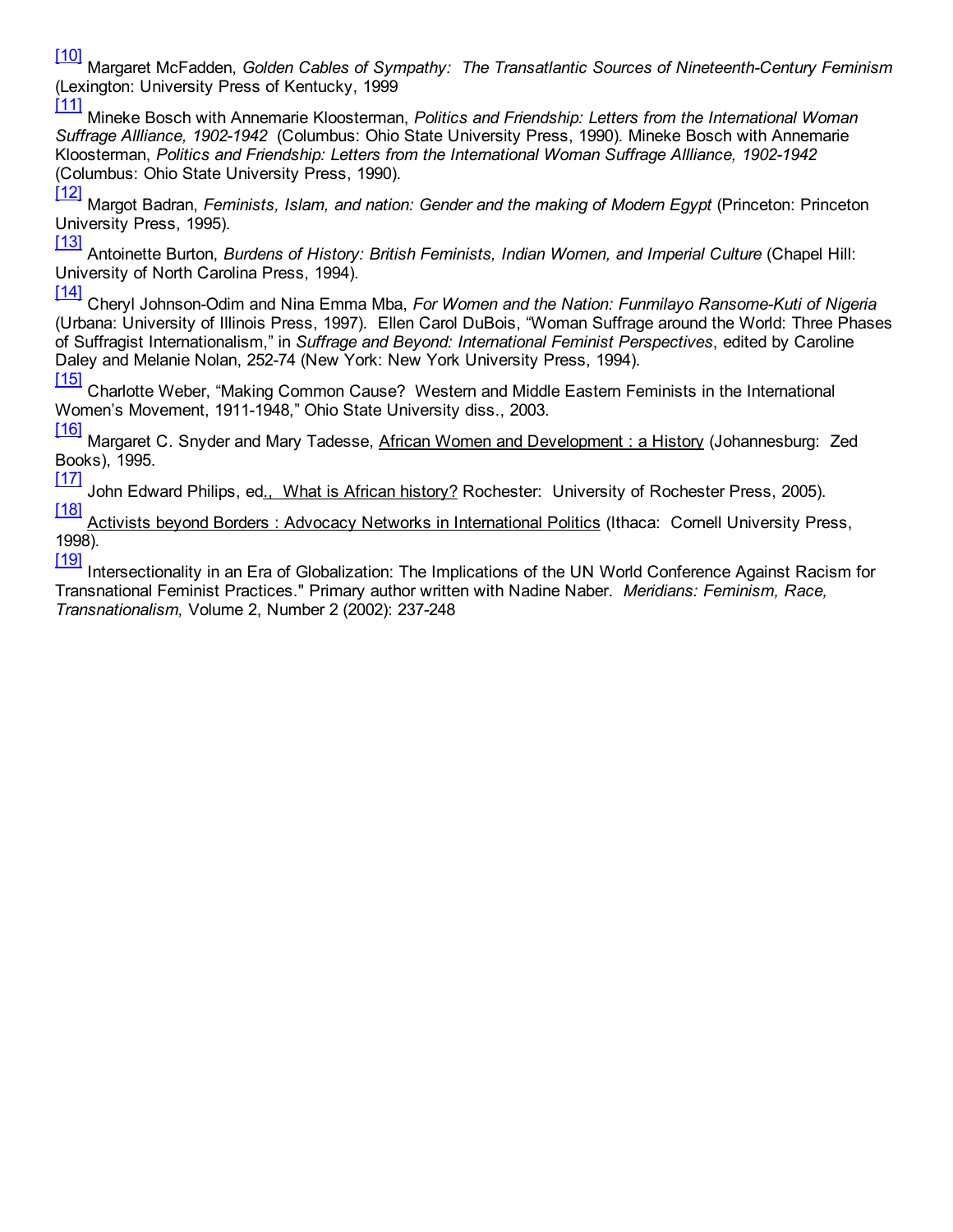[10] Margaret McFadden, *Golden Cables of Sympathy: The Transatlantic Sources of Nineteenth-Century Feminism* (Lexington: University Press of Kentucky, 1999

[11] Mineke Bosch with Annemarie Kloosterman, *Politics and Friendship: Letters from the International Woman Suffrage Allliance, 1902-1942* (Columbus: Ohio State University Press, 1990). Mineke Bosch with Annemarie Kloosterman, *Politics and Friendship: Letters from the International Woman Suffrage Allliance, 1902-1942* (Columbus: Ohio State University Press, 1990).

[12] Margot Badran, *Feminists, Islam, and nation: Gender and the making of Modern Egypt* (Princeton: Princeton University Press, 1995).

[13] Antoinette Burton, *Burdens of History: British Feminists, Indian Women, and Imperial Culture* (Chapel Hill: University of North Carolina Press, 1994).

[14] Cheryl Johnson-Odim and Nina Emma Mba, *For Women and the Nation: Funmilayo Ransome-Kuti of Nigeria* (Urbana: University of Illinois Press, 1997). Ellen Carol DuBois, "Woman Suffrage around the World: Three Phases of Suffragist Internationalism," in *Suffrage and Beyond: International Feminist Perspectives*, edited by Caroline Daley and Melanie Nolan, 252-74 (New York: New York University Press, 1994).

[15] Charlotte Weber, "Making Common Cause? Western and Middle Eastern Feminists in the International Women's Movement, 1911-1948," Ohio State University diss., 2003.

[16] Margaret C. Snyder and Mary Tadesse, African Women and Development : a History (Johannesburg: Zed Books), 1995.

[17] John Edward Philips, ed., What is African history? Rochester: University of Rochester Press, 2005).

[18] Activists beyond Borders : Advocacy Networks in International Politics (Ithaca: Cornell University Press, 1998).

[19] Intersectionality in an Era of Globalization: The Implications of the UN World Conference Against Racism for Transnational Feminist Practices." Primary author written with Nadine Naber. *Meridians: Feminism, Race, Transnationalism,* Volume 2, Number 2 (2002): 237-248